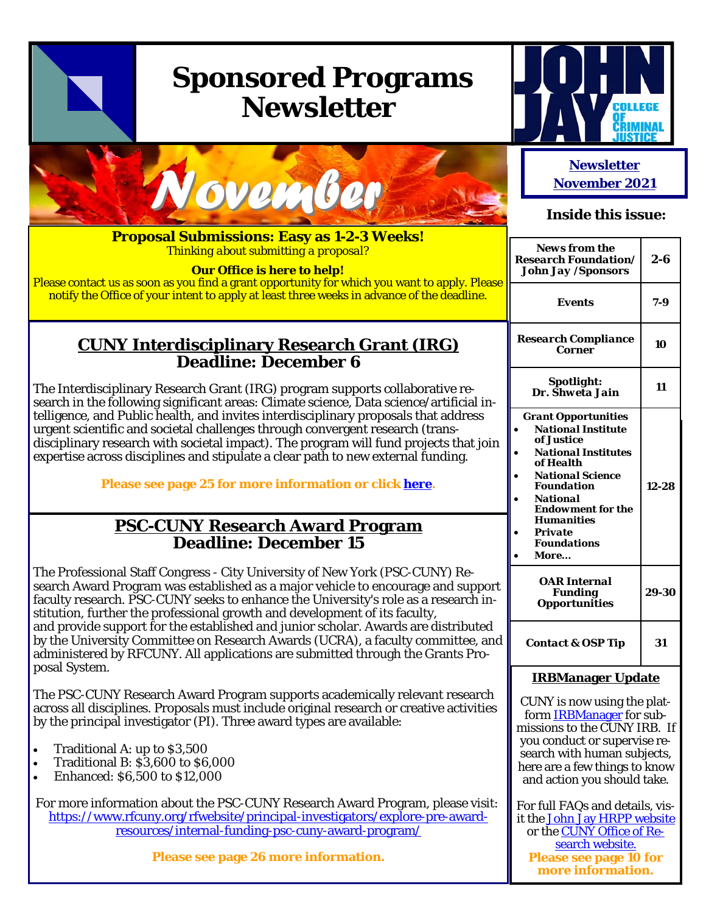# Sponsored Programs Newsletter

November

**Newsletter November 2021**

**Proposal Submissions: Easy as 1-2-3 Weeks!**
Thinking about submitting a proposal?

**Our Office is here to help!**
Please contact us as soon as you find a grant opportunity for which you want to apply. Please notify the Office of your intent to apply at least three weeks in advance of the deadline.

## CUNY Interdisciplinary Research Grant (IRG) Deadline: December 6

The Interdisciplinary Research Grant (IRG) program supports collaborative research in the following significant areas: Climate science, Data science/artificial intelligence, and Public health, and invites interdisciplinary proposals that address urgent scientific and societal challenges through convergent research (trans-disciplinary research with societal impact). The program will fund projects that join expertise across disciplines and stipulate a clear path to new external funding.

**Please see page 25 for more information or click here.**

## PSC-CUNY Research Award Program Deadline: December 15

The Professional Staff Congress - City University of New York (PSC-CUNY) Research Award Program was established as a major vehicle to encourage and support faculty research. PSC-CUNY seeks to enhance the University's role as a research institution, further the professional growth and development of its faculty, and provide support for the established and junior scholar. Awards are distributed by the University Committee on Research Awards (UCRA), a faculty committee, and administered by RFCUNY. All applications are submitted through the Grants Proposal System.

The PSC-CUNY Research Award Program supports academically relevant research across all disciplines. Proposals must include original research or creative activities by the principal investigator (PI). Three award types are available:

- Traditional A: up to $3,500
- Traditional B: $3,600 to $6,000
- Enhanced: $6,500 to $12,000

For more information about the PSC-CUNY Research Award Program, please visit: https://www.rfcuny.org/rfwebsite/principal-investigators/explore-pre-award-resources/internal-funding-psc-cuny-award-program/

**Please see page 26 more information.**

### Inside this issue:

| Section | Pages |
|---|---|
| News from the Research Foundation/ John Jay /Sponsors | 2-6 |
| Events | 7-9 |
| Research Compliance Corner | 10 |
| Spotlight: Dr. Shweta Jain | 11 |
| Grant Opportunities<br>• National Institute of Justice<br>• National Institutes of Health<br>• National Science Foundation<br>• National Endowment for the Humanities<br>• Private Foundations<br>• More… | 12-28 |
| OAR Internal Funding Opportunities | 29-30 |
| Contact & OSP Tip | 31 |

### IRBManager Update

CUNY is now using the platform IRBManager for submissions to the CUNY IRB. If you conduct or supervise research with human subjects, here are a few things to know and action you should take.

For full FAQs and details, visit the John Jay HRPP website or the CUNY Office of Research website.

**Please see page 10 for more information.**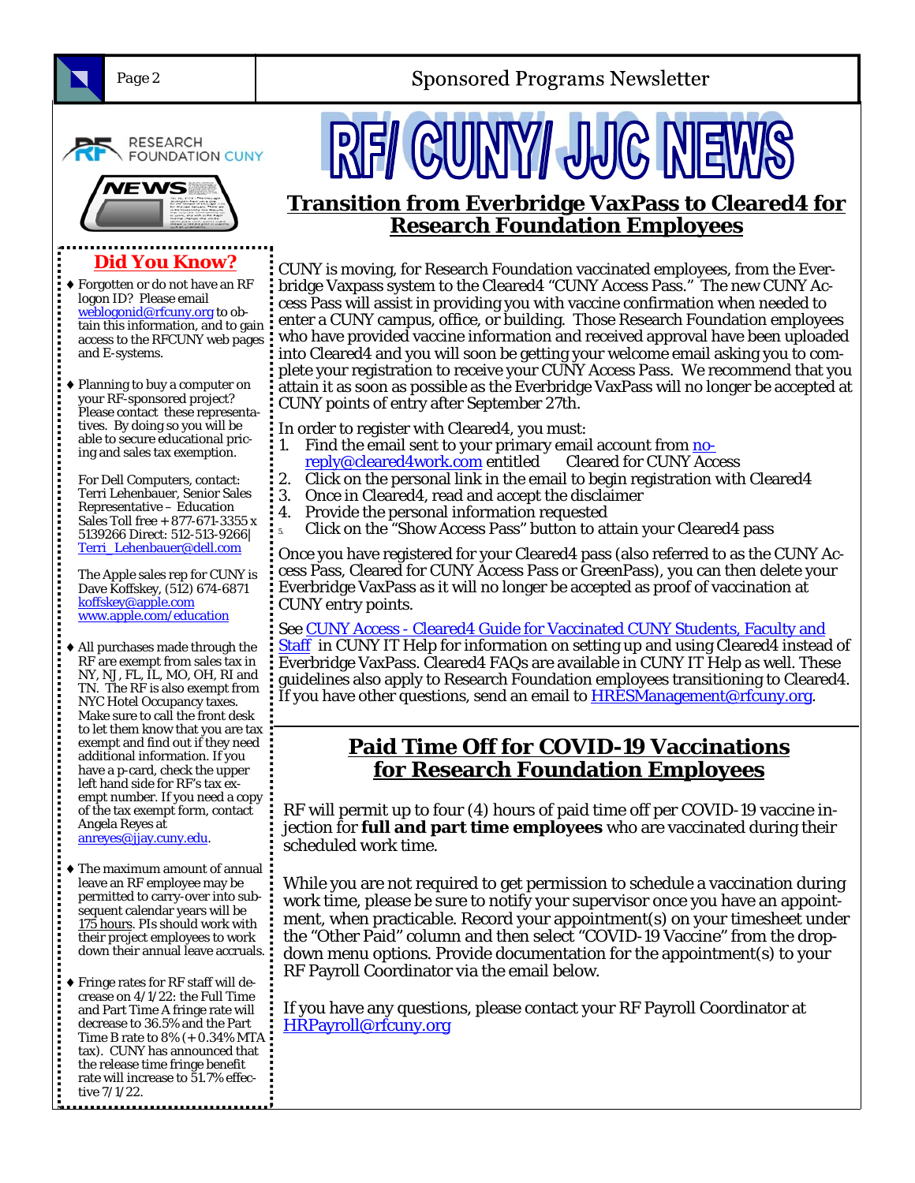# RF/ CUNY/ JJC NEWS

## Transition from Everbridge VaxPass to Cleared4 for Research Foundation Employees

CUNY is moving, for Research Foundation vaccinated employees, from the Everbridge Vaxpass system to the Cleared4 "CUNY Access Pass." The new CUNY Access Pass will assist in providing you with vaccine confirmation when needed to enter a CUNY campus, office, or building. Those Research Foundation employees who have provided vaccine information and received approval have been uploaded into Cleared4 and you will soon be getting your welcome email asking you to complete your registration to receive your CUNY Access Pass. We recommend that you attain it as soon as possible as the Everbridge VaxPass will no longer be accepted at CUNY points of entry after September 27th.

In order to register with Cleared4, you must:

1. Find the email sent to your primary email account from no-reply@cleared4work.com entitled Cleared for CUNY Access
2. Click on the personal link in the email to begin registration with Cleared4
3. Once in Cleared4, read and accept the disclaimer
4. Provide the personal information requested
5. Click on the "Show Access Pass" button to attain your Cleared4 pass

Once you have registered for your Cleared4 pass (also referred to as the CUNY Access Pass, Cleared for CUNY Access Pass or GreenPass), you can then delete your Everbridge VaxPass as it will no longer be accepted as proof of vaccination at CUNY entry points.

See CUNY Access - Cleared4 Guide for Vaccinated CUNY Students, Faculty and Staff in CUNY IT Help for information on setting up and using Cleared4 instead of Everbridge VaxPass. Cleared4 FAQs are available in CUNY IT Help as well. These guidelines also apply to Research Foundation employees transitioning to Cleared4. If you have other questions, send an email to HRESManagement@rfcuny.org.

## Paid Time Off for COVID-19 Vaccinations for Research Foundation Employees

RF will permit up to four (4) hours of paid time off per COVID-19 vaccine injection for **full and part time employees** who are vaccinated during their scheduled work time.

While you are not required to get permission to schedule a vaccination during work time, please be sure to notify your supervisor once you have an appointment, when practicable. Record your appointment(s) on your timesheet under the "Other Paid" column and then select "COVID-19 Vaccine" from the drop-down menu options. Provide documentation for the appointment(s) to your RF Payroll Coordinator via the email below.

If you have any questions, please contact your RF Payroll Coordinator at HRPayroll@rfcuny.org

## Did You Know?

- Forgotten or do not have an RF logon ID? Please email weblogonid@rfcuny.org to obtain this information, and to gain access to the RFCUNY web pages and E-systems.

- Planning to buy a computer on your RF-sponsored project? Please contact these representatives. By doing so you will be able to secure educational pricing and sales tax exemption.

  For Dell Computers, contact: Terri Lehenbauer, Senior Sales Representative – Education Sales Toll free + 877-671-3355 x 5139266 Direct: 512-513-9266| Terri_Lehenbauer@dell.com

  The Apple sales rep for CUNY is Dave Koffskey, (512) 674-6871 koffskey@apple.com www.apple.com/education

- All purchases made through the RF are exempt from sales tax in NY, NJ, FL, IL, MO, OH, RI and TN. The RF is also exempt from NYC Hotel Occupancy taxes. Make sure to call the front desk to let them know that you are tax exempt and find out if they need additional information. If you have a p-card, check the upper left hand side for RF's tax exempt number. If you need a copy of the tax exempt form, contact Angela Reyes at anreyes@jjay.cuny.edu.

- The maximum amount of annual leave an RF employee may be permitted to carry-over into subsequent calendar years will be 175 hours. PIs should work with their project employees to work down their annual leave accruals.

- Fringe rates for RF staff will decrease on 4/1/22: the Full Time and Part Time A fringe rate will decrease to 36.5% and the Part Time B rate to 8% (+ 0.34% MTA tax). CUNY has announced that the release time fringe benefit rate will increase to 51.7% effective 7/1/22.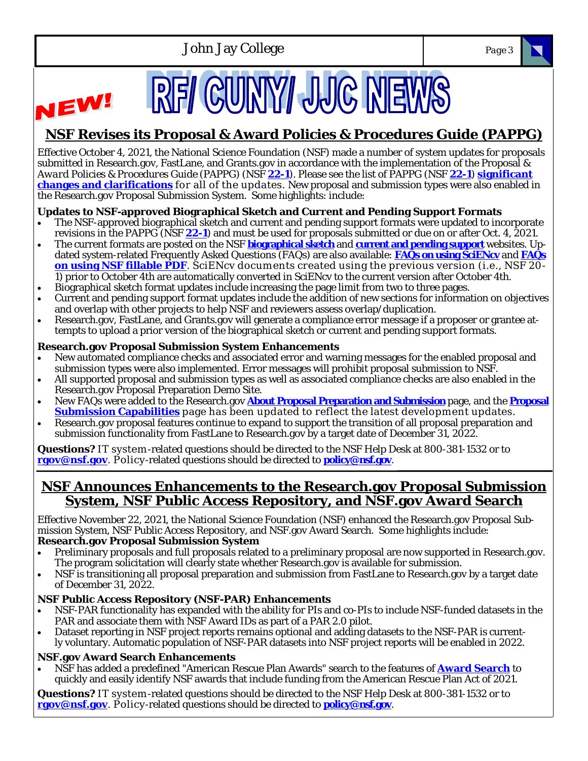NEW!

# RF/ CUNY/ JJC NEWS

## NSF Revises its Proposal & Award Policies & Procedures Guide (PAPPG)

Effective October 4, 2021, the National Science Foundation (NSF) made a number of system updates for proposals submitted in Research.gov, FastLane, and Grants.gov in accordance with the implementation of the Proposal & Award Policies & Procedures Guide (PAPPG) (NSF **22-1**). Please see the list of PAPPG (NSF **22-1**) **significant changes and clarifications** for all of the updates. New proposal and submission types were also enabled in the Research.gov Proposal Submission System. Some highlights: include:

**Updates to NSF-approved Biographical Sketch and Current and Pending Support Formats**

- The NSF-approved biographical sketch and current and pending support formats were updated to incorporate revisions in the PAPPG (NSF **22-1**) and must be used for proposals submitted or due on or after Oct. 4, 2021.
- The current formats are posted on the NSF **biographical sketch** and **current and pending support** websites. Updated system-related Frequently Asked Questions (FAQs) are also available: **FAQs on using SciENcv** and **FAQs on using NSF fillable PDF**. SciENcv documents created using the previous version (i.e., NSF 20-1) prior to October 4th are automatically converted in SciENcv to the current version after October 4th.
- Biographical sketch format updates include increasing the page limit from two to three pages.
- Current and pending support format updates include the addition of new sections for information on objectives and overlap with other projects to help NSF and reviewers assess overlap/duplication.
- Research.gov, FastLane, and Grants.gov will generate a compliance error message if a proposer or grantee attempts to upload a prior version of the biographical sketch or current and pending support formats.

**Research.gov Proposal Submission System Enhancements**

- New automated compliance checks and associated error and warning messages for the enabled proposal and submission types were also implemented. Error messages will prohibit proposal submission to NSF.
- All supported proposal and submission types as well as associated compliance checks are also enabled in the Research.gov Proposal Preparation Demo Site.
- New FAQs were added to the Research.gov **About Proposal Preparation and Submission** page, and the **Proposal Submission Capabilities** page has been updated to reflect the latest development updates.
- Research.gov proposal features continue to expand to support the transition of all proposal preparation and submission functionality from FastLane to Research.gov by a target date of December 31, 2022.

**Questions?** IT system-related questions should be directed to the NSF Help Desk at 800-381-1532 or to **rgov@nsf.gov**. Policy-related questions should be directed to **policy@nsf.gov**.

## NSF Announces Enhancements to the Research.gov Proposal Submission System, NSF Public Access Repository, and NSF.gov Award Search

Effective November 22, 2021, the National Science Foundation (NSF) enhanced the Research.gov Proposal Submission System, NSF Public Access Repository, and NSF.gov Award Search. Some highlights include:

**Research.gov Proposal Submission System**

- Preliminary proposals and full proposals related to a preliminary proposal are now supported in Research.gov. The program solicitation will clearly state whether Research.gov is available for submission.
- NSF is transitioning all proposal preparation and submission from FastLane to Research.gov by a target date of December 31, 2022.

**NSF Public Access Repository (NSF-PAR) Enhancements**

- NSF-PAR functionality has expanded with the ability for PIs and co-PIs to include NSF-funded datasets in the PAR and associate them with NSF Award IDs as part of a PAR 2.0 pilot.
- Dataset reporting in NSF project reports remains optional and adding datasets to the NSF-PAR is currently voluntary. Automatic population of NSF-PAR datasets into NSF project reports will be enabled in 2022.

**NSF.gov Award Search Enhancements**

- NSF has added a predefined "American Rescue Plan Awards" search to the features of **Award Search** to quickly and easily identify NSF awards that include funding from the American Rescue Plan Act of 2021.

**Questions?** IT system-related questions should be directed to the NSF Help Desk at 800-381-1532 or to **rgov@nsf.gov**. Policy-related questions should be directed to **policy@nsf.gov**.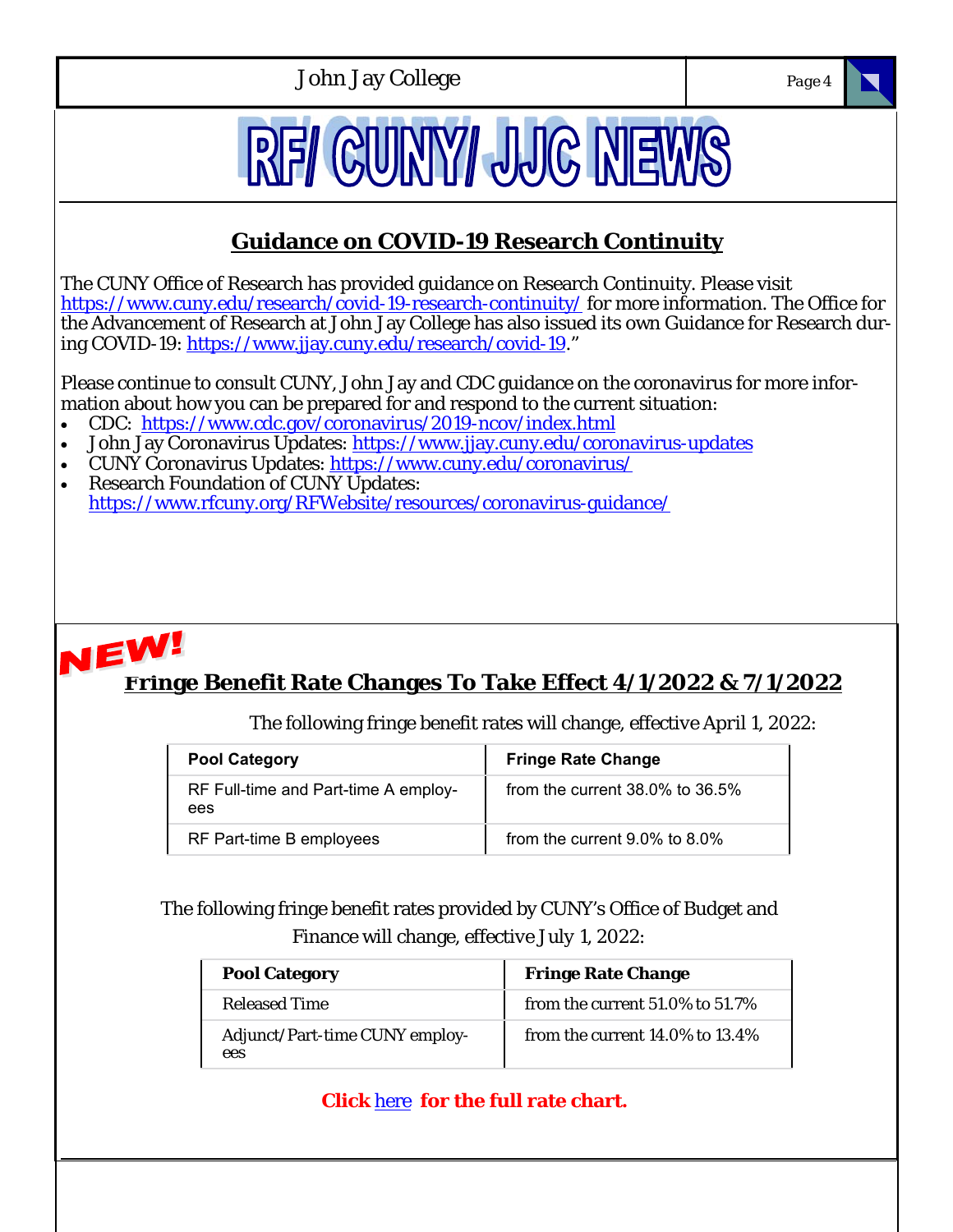# RF/ CUNY/ JJC NEWS

## Guidance on COVID-19 Research Continuity

The CUNY Office of Research has provided guidance on Research Continuity. Please visit https://www.cuny.edu/research/covid-19-research-continuity/ for more information. The Office for the Advancement of Research at John Jay College has also issued its own Guidance for Research during COVID-19: https://www.jjay.cuny.edu/research/covid-19."

Please continue to consult CUNY, John Jay and CDC guidance on the coronavirus for more information about how you can be prepared for and respond to the current situation:

- CDC: https://www.cdc.gov/coronavirus/2019-ncov/index.html
- John Jay Coronavirus Updates: https://www.jjay.cuny.edu/coronavirus-updates
- CUNY Coronavirus Updates: https://www.cuny.edu/coronavirus/
- Research Foundation of CUNY Updates: https://www.rfcuny.org/RFWebsite/resources/coronavirus-guidance/

## NEW! Fringe Benefit Rate Changes To Take Effect 4/1/2022 & 7/1/2022

The following fringe benefit rates will change, effective April 1, 2022:

| Pool Category | Fringe Rate Change |
|---|---|
| RF Full-time and Part-time A employees | from the current 38.0% to 36.5% |
| RF Part-time B employees | from the current 9.0% to 8.0% |

The following fringe benefit rates provided by CUNY's Office of Budget and Finance will change, effective July 1, 2022:

| Pool Category | Fringe Rate Change |
|---|---|
| Released Time | from the current 51.0% to 51.7% |
| Adjunct/Part-time CUNY employees | from the current 14.0% to 13.4% |

**Click here for the full rate chart.**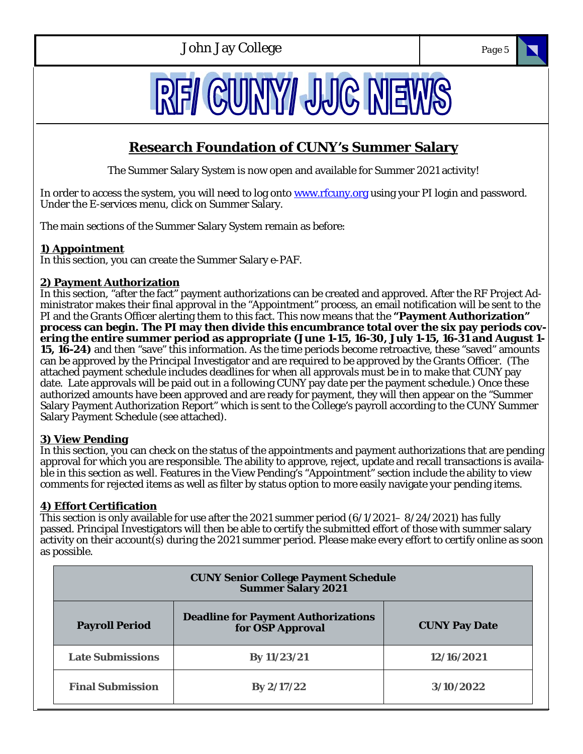# RF/ CUNY/ JJC NEWS

## Research Foundation of CUNY's Summer Salary

The Summer Salary System is now open and available for Summer 2021 activity!

In order to access the system, you will need to log onto www.rfcuny.org using your PI login and password. Under the E-services menu, click on Summer Salary.

The main sections of the Summer Salary System remain as before:

**1) Appointment**

In this section, you can create the Summer Salary e-PAF.

**2) Payment Authorization**

In this section, "after the fact" payment authorizations can be created and approved. After the RF Project Administrator makes their final approval in the "Appointment" process, an email notification will be sent to the PI and the Grants Officer alerting them to this fact. This now means that the **"Payment Authorization" process can begin. The PI may then divide this encumbrance total over the six pay periods covering the entire summer period as appropriate (June 1-15, 16-30, July 1-15, 16-31 and August 1-15, 16-24)** and then "save" this information. As the time periods become retroactive, these "saved" amounts can be approved by the Principal Investigator and are required to be approved by the Grants Officer. (The attached payment schedule includes deadlines for when all approvals must be in to make that CUNY pay date. Late approvals will be paid out in a following CUNY pay date per the payment schedule.) Once these authorized amounts have been approved and are ready for payment, they will then appear on the "Summer Salary Payment Authorization Report" which is sent to the College's payroll according to the CUNY Summer Salary Payment Schedule (see attached).

**3) View Pending**

In this section, you can check on the status of the appointments and payment authorizations that are pending approval for which you are responsible. The ability to approve, reject, update and recall transactions is available in this section as well. Features in the View Pending's "Appointment" section include the ability to view comments for rejected items as well as filter by status option to more easily navigate your pending items.

**4) Effort Certification**

This section is only available for use after the 2021 summer period (6/1/2021– 8/24/2021) has fully passed. Principal Investigators will then be able to certify the submitted effort of those with summer salary activity on their account(s) during the 2021 summer period. Please make every effort to certify online as soon as possible.

**CUNY Senior College Payment Schedule**
**Summer Salary 2021**

| Payroll Period | Deadline for Payment Authorizations for OSP Approval | CUNY Pay Date |
|---|---|---|
| Late Submissions | By 11/23/21 | 12/16/2021 |
| Final Submission | By 2/17/22 | 3/10/2022 |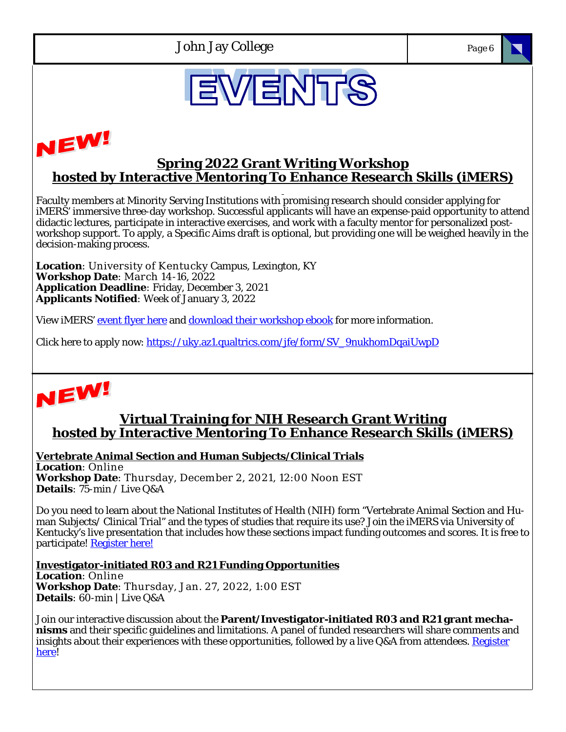# EVENTS

**NEW!**

## Spring 2022 Grant Writing Workshop hosted by Interactive Mentoring To Enhance Research Skills (iMERS)

Faculty members at Minority Serving Institutions with promising research should consider applying for iMERS' immersive three-day workshop. Successful applicants will have an expense-paid opportunity to attend didactic lectures, participate in interactive exercises, and work with a faculty mentor for personalized post-workshop support. To apply, a Specific Aims draft is optional, but providing one will be weighed heavily in the decision-making process.

**Location**: University of Kentucky Campus, Lexington, KY
**Workshop Date**: March 14-16, 2022
**Application Deadline**: Friday, December 3, 2021
**Applicants Notified**: Week of January 3, 2022

View iMERS' event flyer here and download their workshop ebook for more information.

Click here to apply now: https://uky.az1.qualtrics.com/jfe/form/SV_9nukhomDqaiUwpD

**NEW!**

## Virtual Training for NIH Research Grant Writing hosted by Interactive Mentoring To Enhance Research Skills (iMERS)

### Vertebrate Animal Section and Human Subjects/Clinical Trials

**Location**: Online
**Workshop Date**: Thursday, December 2, 2021, 12:00 Noon EST
**Details**: 75-min / Live Q&A

Do you need to learn about the National Institutes of Health (NIH) form "Vertebrate Animal Section and Human Subjects/ Clinical Trial" and the types of studies that require its use? Join the iMERS via University of Kentucky's live presentation that includes how these sections impact funding outcomes and scores. It is free to participate! Register here!

### Investigator-initiated R03 and R21 Funding Opportunities

**Location**: Online
**Workshop Date**: Thursday, Jan. 27, 2022, 1:00 EST
**Details**: 60-min | Live Q&A

Join our interactive discussion about the **Parent/Investigator-initiated R03 and R21 grant mechanisms** and their specific guidelines and limitations. A panel of funded researchers will share comments and insights about their experiences with these opportunities, followed by a live Q&A from attendees. Register here!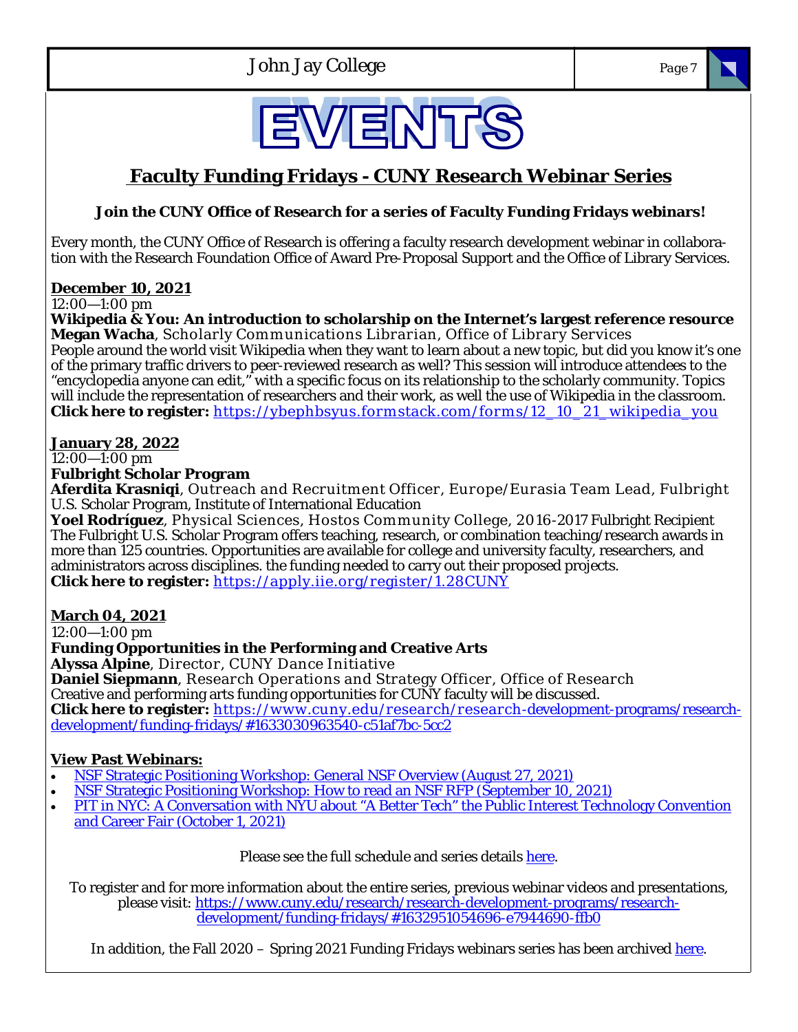# EVENTS

## Faculty Funding Fridays - CUNY Research Webinar Series

**Join the CUNY Office of Research for a series of Faculty Funding Fridays webinars!**

Every month, the CUNY Office of Research is offering a faculty research development webinar in collaboration with the Research Foundation Office of Award Pre-Proposal Support and the Office of Library Services.

**December 10, 2021**
12:00—1:00 pm
**Wikipedia & You: An introduction to scholarship on the Internet's largest reference resource**
**Megan Wacha**, Scholarly Communications Librarian, Office of Library Services
People around the world visit Wikipedia when they want to learn about a new topic, but did you know it's one of the primary traffic drivers to peer-reviewed research as well? This session will introduce attendees to the "encyclopedia anyone can edit," with a specific focus on its relationship to the scholarly community. Topics will include the representation of researchers and their work, as well the use of Wikipedia in the classroom.
**Click here to register:** https://ybephbsyus.formstack.com/forms/12_10_21_wikipedia_you

**January 28, 2022**
12:00—1:00 pm
**Fulbright Scholar Program**
**Aferdita Krasniqi**, Outreach and Recruitment Officer, Europe/Eurasia Team Lead, Fulbright U.S. Scholar Program, Institute of International Education
**Yoel Rodríguez**, Physical Sciences, Hostos Community College, 2016-2017 Fulbright Recipient
The Fulbright U.S. Scholar Program offers teaching, research, or combination teaching/research awards in more than 125 countries. Opportunities are available for college and university faculty, researchers, and administrators across disciplines. the funding needed to carry out their proposed projects.
**Click here to register:** https://apply.iie.org/register/1.28CUNY

**March 04, 2021**
12:00—1:00 pm
**Funding Opportunities in the Performing and Creative Arts**
**Alyssa Alpine**, Director, CUNY Dance Initiative
**Daniel Siepmann**, Research Operations and Strategy Officer, Office of Research
Creative and performing arts funding opportunities for CUNY faculty will be discussed.
**Click here to register:** https://www.cuny.edu/research/research-development-programs/research-development/funding-fridays/#1633030963540-c51af7bc-5cc2

**View Past Webinars:**

- NSF Strategic Positioning Workshop: General NSF Overview (August 27, 2021)
- NSF Strategic Positioning Workshop: How to read an NSF RFP (September 10, 2021)
- PIT in NYC: A Conversation with NYU about "A Better Tech" the Public Interest Technology Convention and Career Fair (October 1, 2021)

Please see the full schedule and series details here.

To register and for more information about the entire series, previous webinar videos and presentations, please visit: https://www.cuny.edu/research/research-development-programs/research-development/funding-fridays/#1632951054696-e7944690-ffb0

In addition, the Fall 2020 – Spring 2021 Funding Fridays webinars series has been archived here.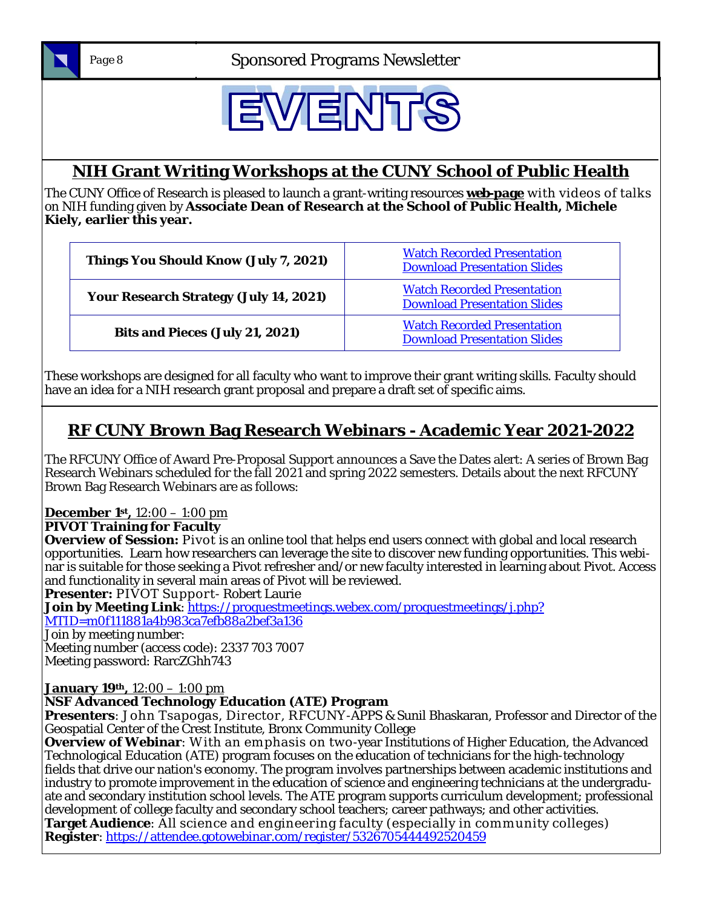# EVENTS

## NIH Grant Writing Workshops at the CUNY School of Public Health

The CUNY Office of Research is pleased to launch a grant-writing resources **web-page** with videos of talks on NIH funding given by **Associate Dean of Research at the School of Public Health, Michele Kiely, earlier this year.**

| | |
|---|---|
| **Things You Should Know (July 7, 2021)** | Watch Recorded Presentation<br>Download Presentation Slides |
| **Your Research Strategy (July 14, 2021)** | Watch Recorded Presentation<br>Download Presentation Slides |
| **Bits and Pieces (July 21, 2021)** | Watch Recorded Presentation<br>Download Presentation Slides |

These workshops are designed for all faculty who want to improve their grant writing skills. Faculty should have an idea for a NIH research grant proposal and prepare a draft set of specific aims.

## RF CUNY Brown Bag Research Webinars - Academic Year 2021-2022

The RFCUNY Office of Award Pre-Proposal Support announces a Save the Dates alert: A series of Brown Bag Research Webinars scheduled for the fall 2021 and spring 2022 semesters. Details about the next RFCUNY Brown Bag Research Webinars are as follows:

**December 1st,** 12:00 – 1:00 pm
**PIVOT Training for Faculty**
**Overview of Session:** Pivot is an online tool that helps end users connect with global and local research opportunities. Learn how researchers can leverage the site to discover new funding opportunities. This webinar is suitable for those seeking a Pivot refresher and/or new faculty interested in learning about Pivot. Access and functionality in several main areas of Pivot will be reviewed.
**Presenter:** PIVOT Support- Robert Laurie
**Join by Meeting Link**: https://proquestmeetings.webex.com/proquestmeetings/j.php?MTID=m0f111881a4b983ca7efb88a2bef3a136
Join by meeting number:
Meeting number (access code): 2337 703 7007
Meeting password: RarcZGhh743

**January 19th,** 12:00 – 1:00 pm
**NSF Advanced Technology Education (ATE) Program**
**Presenters**: John Tsapogas, Director, RFCUNY-APPS & Sunil Bhaskaran, Professor and Director of the Geospatial Center of the Crest Institute, Bronx Community College
**Overview of Webinar**: With an emphasis on two-year Institutions of Higher Education, the Advanced Technological Education (ATE) program focuses on the education of technicians for the high-technology fields that drive our nation's economy. The program involves partnerships between academic institutions and industry to promote improvement in the education of science and engineering technicians at the undergraduate and secondary institution school levels. The ATE program supports curriculum development; professional development of college faculty and secondary school teachers; career pathways; and other activities.
**Target Audience**: All science and engineering faculty (especially in community colleges)
**Register**: https://attendee.gotowebinar.com/register/5326705444492520459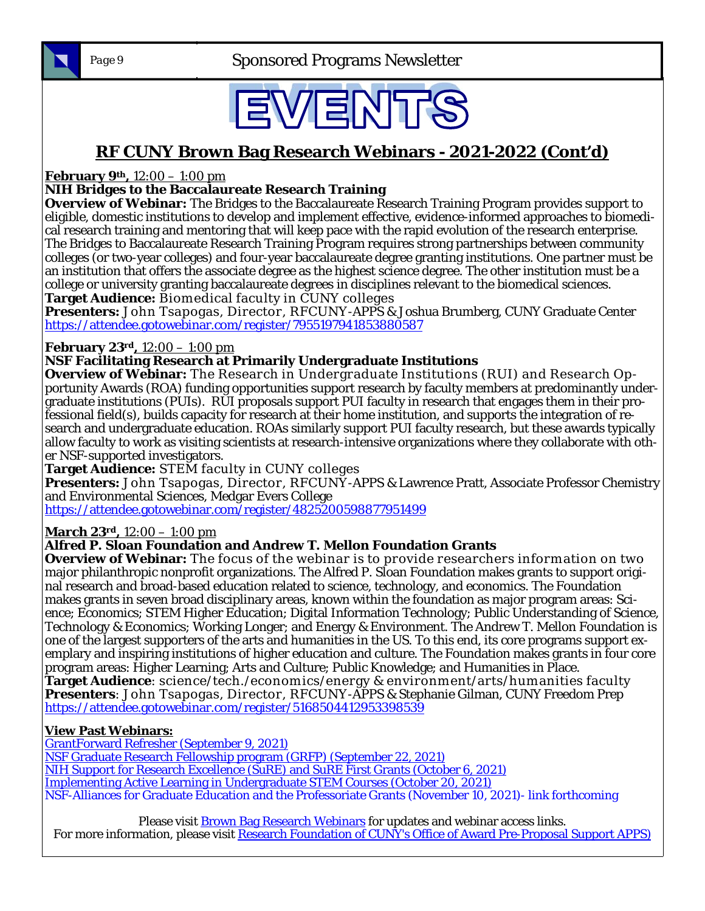# EVENTS

## RF CUNY Brown Bag Research Webinars - 2021-2022 (Cont'd)

**February 9th,** 12:00 – 1:00 pm
**NIH Bridges to the Baccalaureate Research Training**
**Overview of Webinar:** The Bridges to the Baccalaureate Research Training Program provides support to eligible, domestic institutions to develop and implement effective, evidence-informed approaches to biomedical research training and mentoring that will keep pace with the rapid evolution of the research enterprise. The Bridges to Baccalaureate Research Training Program requires strong partnerships between community colleges (or two-year colleges) and four-year baccalaureate degree granting institutions. One partner must be an institution that offers the associate degree as the highest science degree. The other institution must be a college or university granting baccalaureate degrees in disciplines relevant to the biomedical sciences.
**Target Audience:** Biomedical faculty in CUNY colleges
**Presenters:** John Tsapogas, Director, RFCUNY-APPS & Joshua Brumberg, CUNY Graduate Center
https://attendee.gotowebinar.com/register/7955197941853880587

**February 23rd,** 12:00 – 1:00 pm
**NSF Facilitating Research at Primarily Undergraduate Institutions**
**Overview of Webinar:** The Research in Undergraduate Institutions (RUI) and Research Opportunity Awards (ROA) funding opportunities support research by faculty members at predominantly undergraduate institutions (PUIs). RUI proposals support PUI faculty in research that engages them in their professional field(s), builds capacity for research at their home institution, and supports the integration of research and undergraduate education. ROAs similarly support PUI faculty research, but these awards typically allow faculty to work as visiting scientists at research-intensive organizations where they collaborate with other NSF-supported investigators.
**Target Audience:** STEM faculty in CUNY colleges
**Presenters:** John Tsapogas, Director, RFCUNY-APPS & Lawrence Pratt, Associate Professor Chemistry and Environmental Sciences, Medgar Evers College
https://attendee.gotowebinar.com/register/4825200598877951499

**March 23rd,** 12:00 – 1:00 pm
**Alfred P. Sloan Foundation and Andrew T. Mellon Foundation Grants**
**Overview of Webinar:** The focus of the webinar is to provide researchers information on two major philanthropic nonprofit organizations. The Alfred P. Sloan Foundation makes grants to support original research and broad-based education related to science, technology, and economics. The Foundation makes grants in seven broad disciplinary areas, known within the foundation as major program areas: Science; Economics; STEM Higher Education; Digital Information Technology; Public Understanding of Science, Technology & Economics; Working Longer; and Energy & Environment. The Andrew T. Mellon Foundation is one of the largest supporters of the arts and humanities in the US. To this end, its core programs support exemplary and inspiring institutions of higher education and culture. The Foundation makes grants in four core program areas: Higher Learning; Arts and Culture; Public Knowledge; and Humanities in Place.
**Target Audience**: science/tech./economics/energy & environment/arts/humanities faculty
**Presenters**: John Tsapogas, Director, RFCUNY-APPS & Stephanie Gilman, CUNY Freedom Prep
https://attendee.gotowebinar.com/register/5168504412953398539

**View Past Webinars:**
GrantForward Refresher (September 9, 2021)
NSF Graduate Research Fellowship program (GRFP) (September 22, 2021)
NIH Support for Research Excellence (SuRE) and SuRE First Grants (October 6, 2021)
Implementing Active Learning in Undergraduate STEM Courses (October 20, 2021)
NSF-Alliances for Graduate Education and the Professoriate Grants (November 10, 2021)- link forthcoming

Please visit Brown Bag Research Webinars for updates and webinar access links.
For more information, please visit Research Foundation of CUNY's Office of Award Pre-Proposal Support APPS)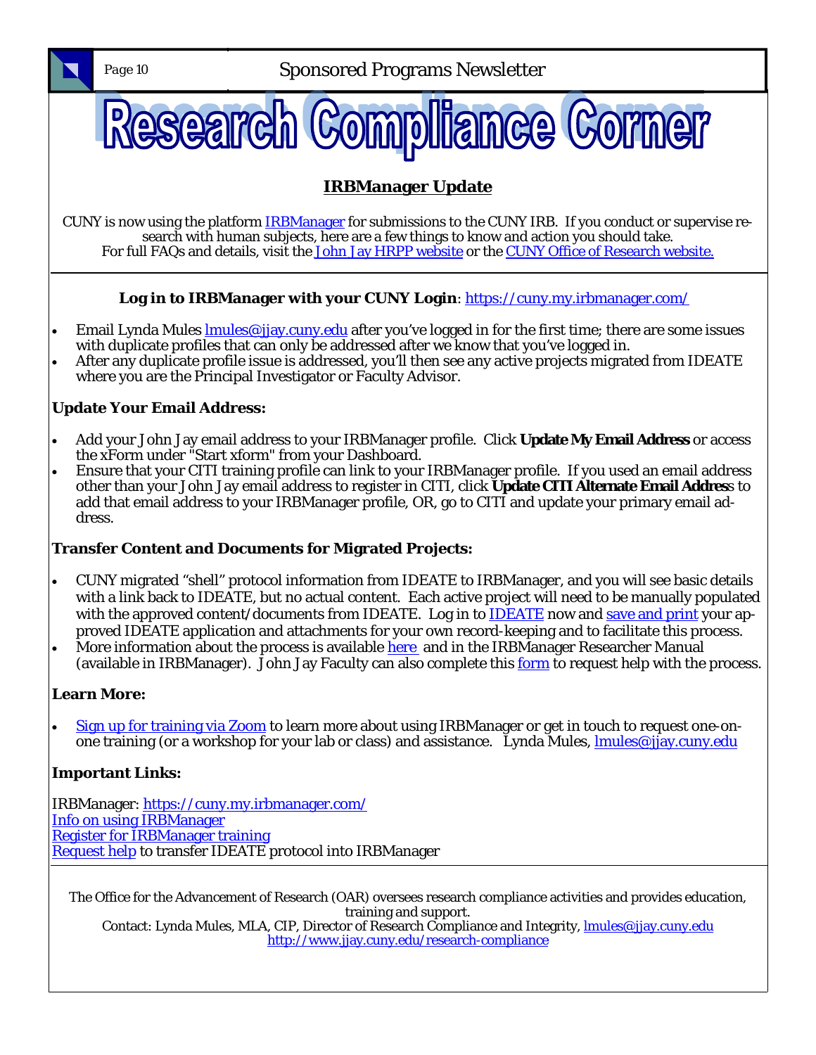# Research Compliance Corner

## IRBManager Update

CUNY is now using the platform IRBManager for submissions to the CUNY IRB. If you conduct or supervise research with human subjects, here are a few things to know and action you should take.
For full FAQs and details, visit the John Jay HRPP website or the CUNY Office of Research website.

**Log in to IRBManager with your CUNY Login**: https://cuny.my.irbmanager.com/

- Email Lynda Mules lmules@jjay.cuny.edu after you've logged in for the first time; there are some issues with duplicate profiles that can only be addressed after we know that you've logged in.
- After any duplicate profile issue is addressed, you'll then see any active projects migrated from IDEATE where you are the Principal Investigator or Faculty Advisor.

### Update Your Email Address:

- Add your John Jay email address to your IRBManager profile. Click **Update My Email Address** or access the xForm under "Start xform" from your Dashboard.
- Ensure that your CITI training profile can link to your IRBManager profile. If you used an email address other than your John Jay email address to register in CITI, click **Update CITI Alternate Email Address** to add that email address to your IRBManager profile, OR, go to CITI and update your primary email address.

### Transfer Content and Documents for Migrated Projects:

- CUNY migrated "shell" protocol information from IDEATE to IRBManager, and you will see basic details with a link back to IDEATE, but no actual content. Each active project will need to be manually populated with the approved content/documents from IDEATE. Log in to IDEATE now and save and print your approved IDEATE application and attachments for your own record-keeping and to facilitate this process.
- More information about the process is available here and in the IRBManager Researcher Manual (available in IRBManager). John Jay Faculty can also complete this form to request help with the process.

### Learn More:

- Sign up for training via Zoom to learn more about using IRBManager or get in touch to request one-on-one training (or a workshop for your lab or class) and assistance. Lynda Mules, lmules@jjay.cuny.edu

### Important Links:

IRBManager: https://cuny.my.irbmanager.com/
Info on using IRBManager
Register for IRBManager training
Request help to transfer IDEATE protocol into IRBManager

The Office for the Advancement of Research (OAR) oversees research compliance activities and provides education, training and support.
Contact: Lynda Mules, MLA, CIP, Director of Research Compliance and Integrity, lmules@jjay.cuny.edu
http://www.jjay.cuny.edu/research-compliance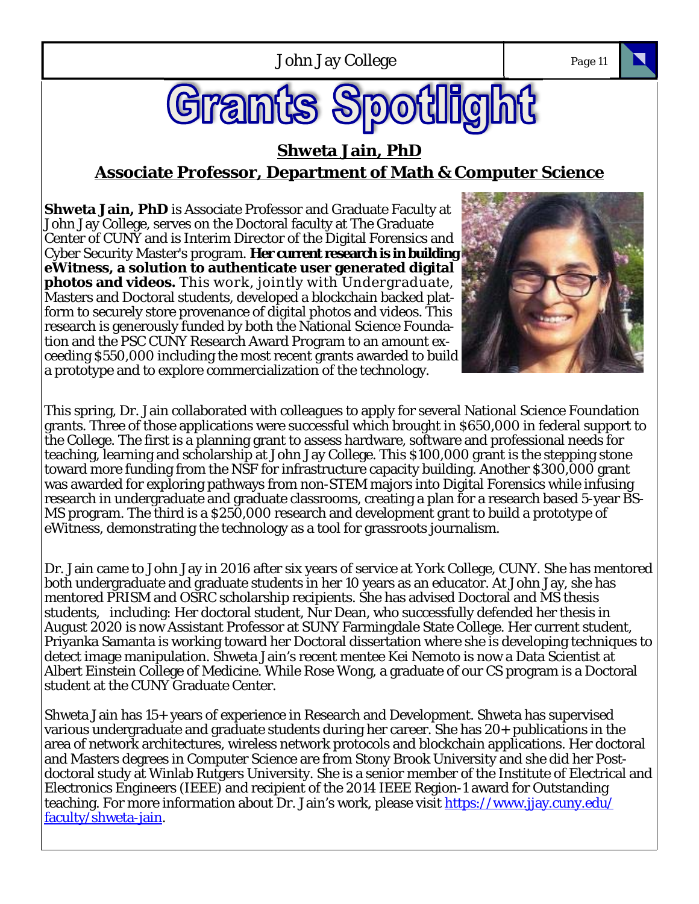# Grants Spotlight

## Shweta Jain, PhD

## Associate Professor, Department of Math & Computer Science

**Shweta Jain, PhD** is Associate Professor and Graduate Faculty at John Jay College, serves on the Doctoral faculty at The Graduate Center of CUNY and is Interim Director of the Digital Forensics and Cyber Security Master's program. ***Her current research is in building* eWitness, a solution to authenticate user generated digital photos and videos.** This work, jointly with Undergraduate, Masters and Doctoral students, developed a blockchain backed platform to securely store provenance of digital photos and videos. This research is generously funded by both the National Science Foundation and the PSC CUNY Research Award Program to an amount exceeding $550,000 including the most recent grants awarded to build a prototype and to explore commercialization of the technology.

This spring, Dr. Jain collaborated with colleagues to apply for several National Science Foundation grants. Three of those applications were successful which brought in $650,000 in federal support to the College. The first is a planning grant to assess hardware, software and professional needs for teaching, learning and scholarship at John Jay College. This $100,000 grant is the stepping stone toward more funding from the NSF for infrastructure capacity building. Another $300,000 grant was awarded for exploring pathways from non-STEM majors into Digital Forensics while infusing research in undergraduate and graduate classrooms, creating a plan for a research based 5-year BS-MS program. The third is a $250,000 research and development grant to build a prototype of eWitness, demonstrating the technology as a tool for grassroots journalism.

Dr. Jain came to John Jay in 2016 after six years of service at York College, CUNY. She has mentored both undergraduate and graduate students in her 10 years as an educator. At John Jay, she has mentored PRISM and OSRC scholarship recipients. She has advised Doctoral and MS thesis students, including: Her doctoral student, Nur Dean, who successfully defended her thesis in August 2020 is now Assistant Professor at SUNY Farmingdale State College. Her current student, Priyanka Samanta is working toward her Doctoral dissertation where she is developing techniques to detect image manipulation. Shweta Jain's recent mentee Kei Nemoto is now a Data Scientist at Albert Einstein College of Medicine. While Rose Wong, a graduate of our CS program is a Doctoral student at the CUNY Graduate Center.

Shweta Jain has 15+ years of experience in Research and Development. Shweta has supervised various undergraduate and graduate students during her career. She has 20+ publications in the area of network architectures, wireless network protocols and blockchain applications. Her doctoral and Masters degrees in Computer Science are from Stony Brook University and she did her Post-doctoral study at Winlab Rutgers University. She is a senior member of the Institute of Electrical and Electronics Engineers (IEEE) and recipient of the 2014 IEEE Region-1 award for Outstanding teaching. For more information about Dr. Jain's work, please visit https://www.jjay.cuny.edu/faculty/shweta-jain.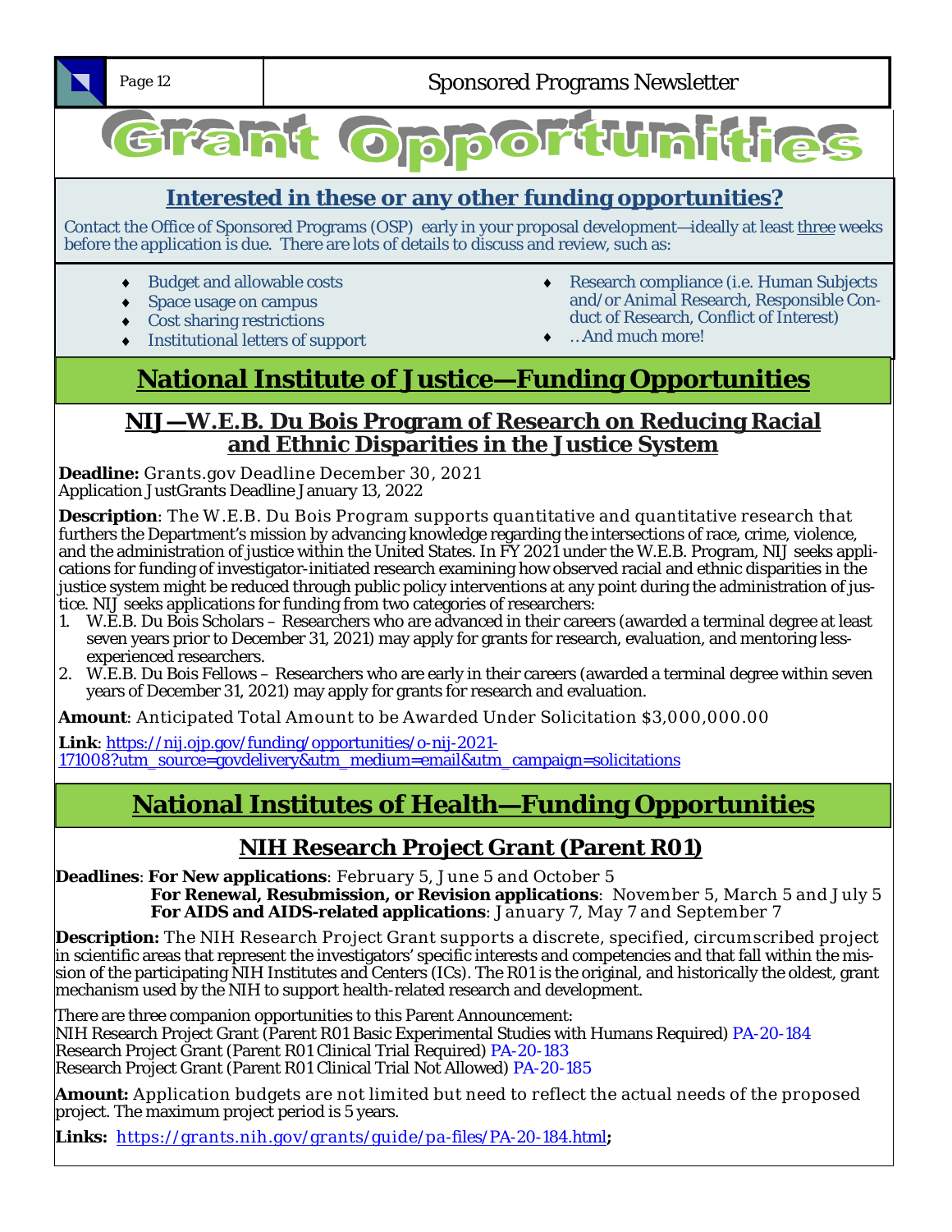# Grant Opportunities

## Interested in these or any other funding opportunities?

Contact the Office of Sponsored Programs (OSP) early in your proposal development—ideally at least three weeks before the application is due. There are lots of details to discuss and review, such as:

- Budget and allowable costs
- Space usage on campus
- Cost sharing restrictions
- Institutional letters of support
- Research compliance (i.e. Human Subjects and/or Animal Research, Responsible Conduct of Research, Conflict of Interest)
- …And much more!

## National Institute of Justice—Funding Opportunities

### NIJ—W.E.B. Du Bois Program of Research on Reducing Racial and Ethnic Disparities in the Justice System

**Deadline:** Grants.gov Deadline December 30, 2021
Application JustGrants Deadline January 13, 2022

**Description**: The W.E.B. Du Bois Program supports quantitative and quantitative research that furthers the Department's mission by advancing knowledge regarding the intersections of race, crime, violence, and the administration of justice within the United States. In FY 2021 under the W.E.B. Program, NIJ seeks applications for funding of investigator-initiated research examining how observed racial and ethnic disparities in the justice system might be reduced through public policy interventions at any point during the administration of justice. NIJ seeks applications for funding from two categories of researchers:

1. W.E.B. Du Bois Scholars – Researchers who are advanced in their careers (awarded a terminal degree at least seven years prior to December 31, 2021) may apply for grants for research, evaluation, and mentoring less-experienced researchers.
2. W.E.B. Du Bois Fellows – Researchers who are early in their careers (awarded a terminal degree within seven years of December 31, 2021) may apply for grants for research and evaluation.

**Amount**: Anticipated Total Amount to be Awarded Under Solicitation $3,000,000.00

**Link**: https://nij.ojp.gov/funding/opportunities/o-nij-2021-171008?utm_source=govdelivery&utm_medium=email&utm_campaign=solicitations

## National Institutes of Health—Funding Opportunities

### NIH Research Project Grant (Parent R01)

**Deadlines**: **For New applications**: February 5, June 5 and October 5
**For Renewal, Resubmission, or Revision applications**: November 5, March 5 and July 5
**For AIDS and AIDS-related applications**: January 7, May 7 and September 7

**Description:** The NIH Research Project Grant supports a discrete, specified, circumscribed project in scientific areas that represent the investigators' specific interests and competencies and that fall within the mission of the participating NIH Institutes and Centers (ICs). The R01 is the original, and historically the oldest, grant mechanism used by the NIH to support health-related research and development.

There are three companion opportunities to this Parent Announcement:
NIH Research Project Grant (Parent R01 Basic Experimental Studies with Humans Required) PA-20-184
Research Project Grant (Parent R01 Clinical Trial Required) PA-20-183
Research Project Grant (Parent R01 Clinical Trial Not Allowed) PA-20-185

**Amount:** Application budgets are not limited but need to reflect the actual needs of the proposed project. The maximum project period is 5 years.

**Links:** https://grants.nih.gov/grants/guide/pa-files/PA-20-184.html**;**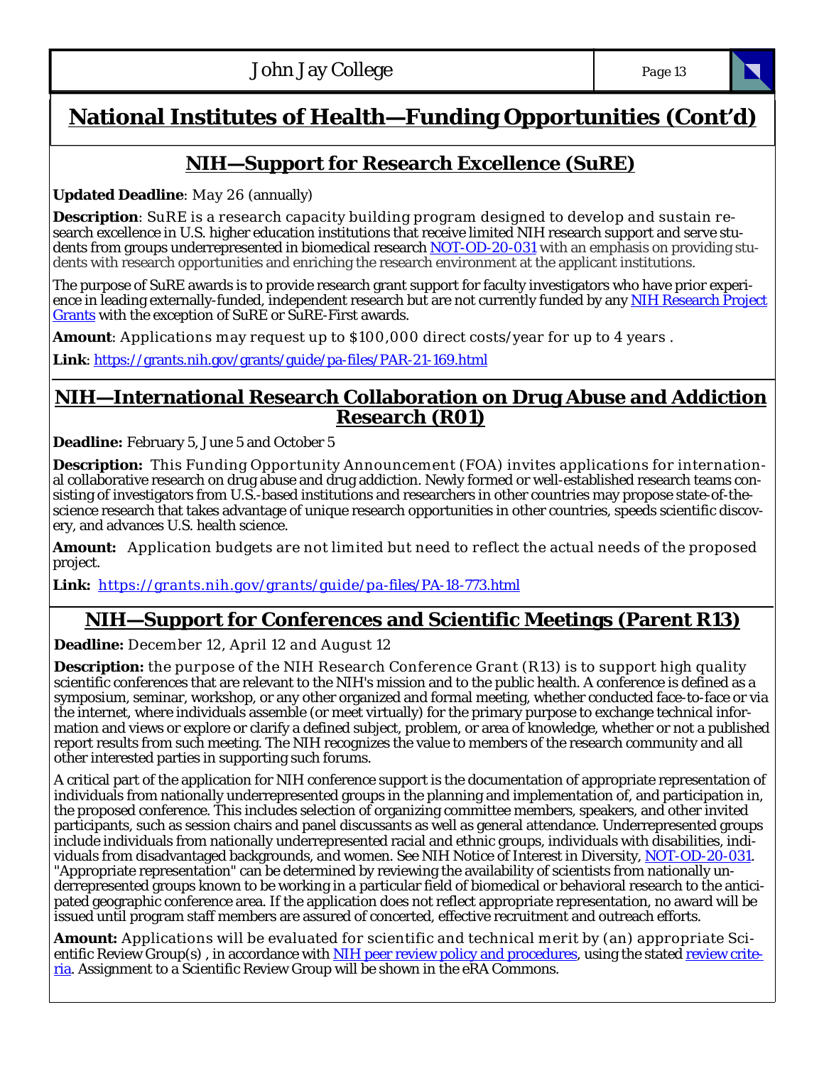# National Institutes of Health—Funding Opportunities (Cont'd)

## NIH—Support for Research Excellence (SuRE)

**Updated Deadline**: May 26 (annually)

**Description**: SuRE is a research capacity building program designed to develop and sustain research excellence in U.S. higher education institutions that receive limited NIH research support and serve students from groups underrepresented in biomedical research [NOT-OD-20-031](NOT-OD-20-031) with an emphasis on providing students with research opportunities and enriching the research environment at the applicant institutions.

The purpose of SuRE awards is to provide research grant support for faculty investigators who have prior experience in leading externally-funded, independent research but are not currently funded by any [NIH Research Project Grants](NIH Research Project Grants) with the exception of SuRE or SuRE-First awards.

**Amount**: Applications may request up to $100,000 direct costs/year for up to 4 years .

**Link**: [https://grants.nih.gov/grants/guide/pa-files/PAR-21-169.html](https://grants.nih.gov/grants/guide/pa-files/PAR-21-169.html)

## NIH—International Research Collaboration on Drug Abuse and Addiction Research (R01)

**Deadline:** February 5, June 5 and October 5

**Description:** This Funding Opportunity Announcement (FOA) invites applications for international collaborative research on drug abuse and drug addiction. Newly formed or well-established research teams consisting of investigators from U.S.-based institutions and researchers in other countries may propose state-of-the-science research that takes advantage of unique research opportunities in other countries, speeds scientific discovery, and advances U.S. health science.

**Amount:** Application budgets are not limited but need to reflect the actual needs of the proposed project.

**Link:** [https://grants.nih.gov/grants/guide/pa-files/PA-18-773.html](https://grants.nih.gov/grants/guide/pa-files/PA-18-773.html)

## NIH—Support for Conferences and Scientific Meetings (Parent R13)

**Deadline:** December 12, April 12 and August 12

**Description:** the purpose of the NIH Research Conference Grant (R13) is to support high quality scientific conferences that are relevant to the NIH's mission and to the public health. A conference is defined as a symposium, seminar, workshop, or any other organized and formal meeting, whether conducted face-to-face or via the internet, where individuals assemble (or meet virtually) for the primary purpose to exchange technical information and views or explore or clarify a defined subject, problem, or area of knowledge, whether or not a published report results from such meeting. The NIH recognizes the value to members of the research community and all other interested parties in supporting such forums.

A critical part of the application for NIH conference support is the documentation of appropriate representation of individuals from nationally underrepresented groups in the planning and implementation of, and participation in, the proposed conference. This includes selection of organizing committee members, speakers, and other invited participants, such as session chairs and panel discussants as well as general attendance. Underrepresented groups include individuals from nationally underrepresented racial and ethnic groups, individuals with disabilities, individuals from disadvantaged backgrounds, and women. See NIH Notice of Interest in Diversity, [NOT-OD-20-031](NOT-OD-20-031). "Appropriate representation" can be determined by reviewing the availability of scientists from nationally underrepresented groups known to be working in a particular field of biomedical or behavioral research to the anticipated geographic conference area. If the application does not reflect appropriate representation, no award will be issued until program staff members are assured of concerted, effective recruitment and outreach efforts.

**Amount:** Applications will be evaluated for scientific and technical merit by (an) appropriate Scientific Review Group(s) , in accordance with [NIH peer review policy and procedures](NIH peer review policy and procedures), using the stated [review criteria](review criteria). Assignment to a Scientific Review Group will be shown in the eRA Commons.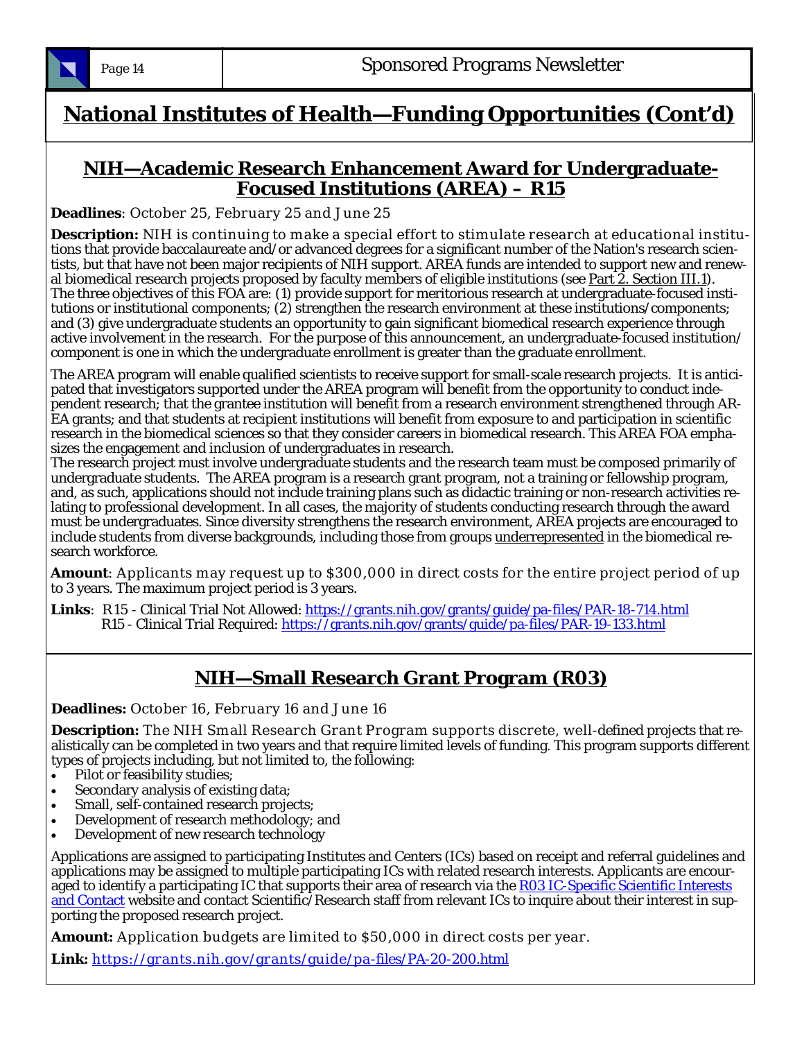# National Institutes of Health—Funding Opportunities (Cont'd)

## NIH—Academic Research Enhancement Award for Undergraduate-Focused Institutions (AREA) – R15

**Deadlines**: October 25, February 25 and June 25

**Description:** NIH is continuing to make a special effort to stimulate research at educational institutions that provide baccalaureate and/or advanced degrees for a significant number of the Nation's research scientists, but that have not been major recipients of NIH support. AREA funds are intended to support new and renewal biomedical research projects proposed by faculty members of eligible institutions (see Part 2. Section III.1). The three objectives of this FOA are: (1) provide support for meritorious research at undergraduate-focused institutions or institutional components; (2) strengthen the research environment at these institutions/components; and (3) give undergraduate students an opportunity to gain significant biomedical research experience through active involvement in the research. For the purpose of this announcement, an undergraduate-focused institution/component is one in which the undergraduate enrollment is greater than the graduate enrollment.

The AREA program will enable qualified scientists to receive support for small-scale research projects. It is anticipated that investigators supported under the AREA program will benefit from the opportunity to conduct independent research; that the grantee institution will benefit from a research environment strengthened through AREA grants; and that students at recipient institutions will benefit from exposure to and participation in scientific research in the biomedical sciences so that they consider careers in biomedical research. This AREA FOA emphasizes the engagement and inclusion of undergraduates in research.

The research project must involve undergraduate students and the research team must be composed primarily of undergraduate students. The AREA program is a research grant program, not a training or fellowship program, and, as such, applications should not include training plans such as didactic training or non-research activities relating to professional development. In all cases, the majority of students conducting research through the award must be undergraduates. Since diversity strengthens the research environment, AREA projects are encouraged to include students from diverse backgrounds, including those from groups underrepresented in the biomedical research workforce.

**Amount**: Applicants may request up to $300,000 in direct costs for the entire project period of up to 3 years. The maximum project period is 3 years.

**Links**: R15 - Clinical Trial Not Allowed: https://grants.nih.gov/grants/guide/pa-files/PAR-18-714.html
R15 - Clinical Trial Required: https://grants.nih.gov/grants/guide/pa-files/PAR-19-133.html

## NIH—Small Research Grant Program (R03)

**Deadlines:** October 16, February 16 and June 16

**Description:** The NIH Small Research Grant Program supports discrete, well-defined projects that realistically can be completed in two years and that require limited levels of funding. This program supports different types of projects including, but not limited to, the following:

- Pilot or feasibility studies;
- Secondary analysis of existing data;
- Small, self-contained research projects;
- Development of research methodology; and
- Development of new research technology

Applications are assigned to participating Institutes and Centers (ICs) based on receipt and referral guidelines and applications may be assigned to multiple participating ICs with related research interests. Applicants are encouraged to identify a participating IC that supports their area of research via the R03 IC-Specific Scientific Interests and Contact website and contact Scientific/Research staff from relevant ICs to inquire about their interest in supporting the proposed research project.

**Amount:** Application budgets are limited to $50,000 in direct costs per year.

**Link:** https://grants.nih.gov/grants/guide/pa-files/PA-20-200.html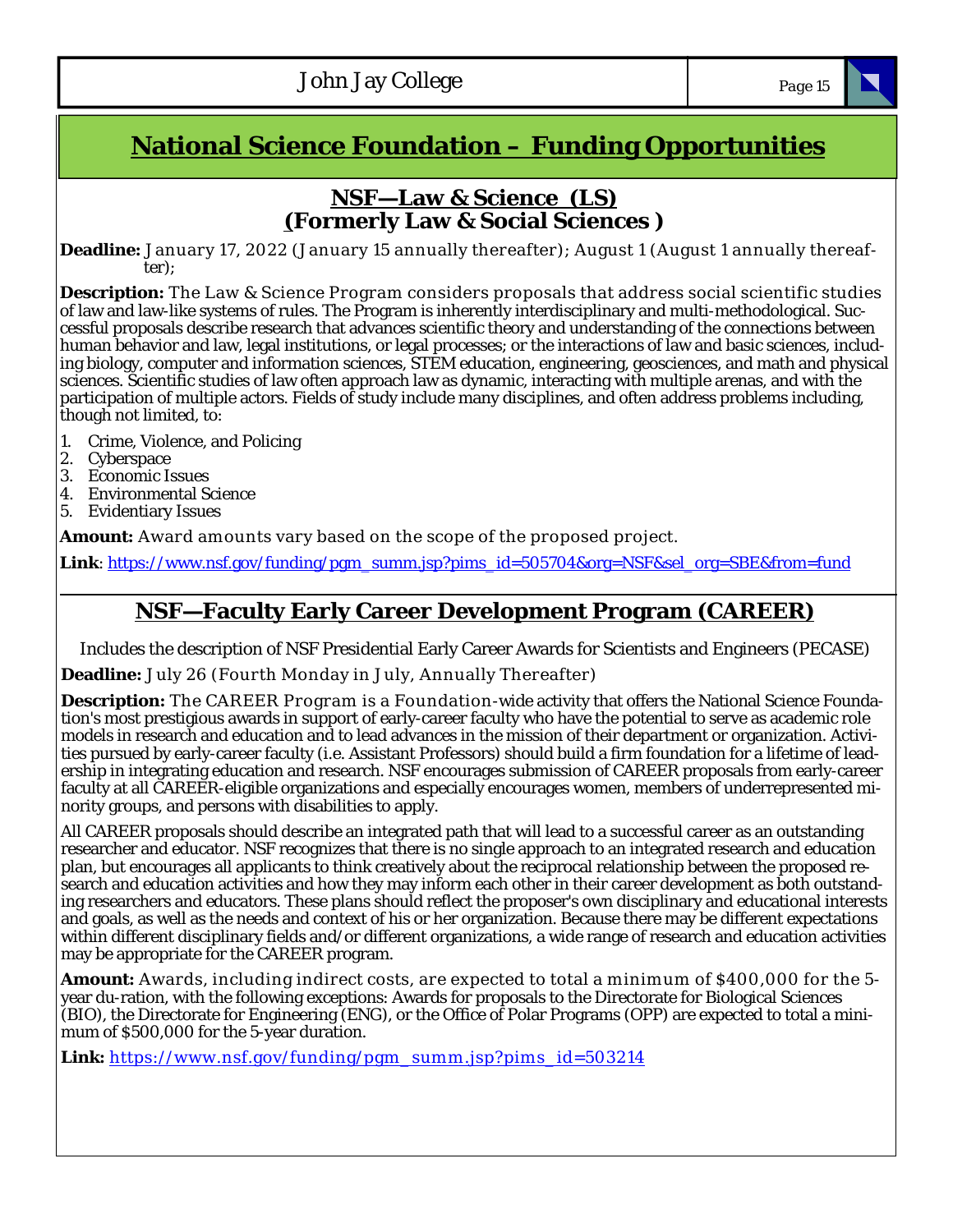# National Science Foundation – Funding Opportunities

## NSF—Law & Science (LS) (Formerly Law & Social Sciences )

**Deadline:** January 17, 2022 (January 15 annually thereafter); August 1 (August 1 annually thereafter);

**Description:** The Law & Science Program considers proposals that address social scientific studies of law and law-like systems of rules. The Program is inherently interdisciplinary and multi-methodological. Successful proposals describe research that advances scientific theory and understanding of the connections between human behavior and law, legal institutions, or legal processes; or the interactions of law and basic sciences, including biology, computer and information sciences, STEM education, engineering, geosciences, and math and physical sciences. Scientific studies of law often approach law as dynamic, interacting with multiple arenas, and with the participation of multiple actors. Fields of study include many disciplines, and often address problems including, though not limited, to:

1. Crime, Violence, and Policing
2. Cyberspace
3. Economic Issues
4. Environmental Science
5. Evidentiary Issues

**Amount:** Award amounts vary based on the scope of the proposed project.

**Link**: https://www.nsf.gov/funding/pgm_summ.jsp?pims_id=505704&org=NSF&sel_org=SBE&from=fund

## NSF—Faculty Early Career Development Program (CAREER)

Includes the description of NSF Presidential Early Career Awards for Scientists and Engineers (PECASE)

**Deadline:** July 26 (Fourth Monday in July, Annually Thereafter)

**Description:** The CAREER Program is a Foundation-wide activity that offers the National Science Foundation's most prestigious awards in support of early-career faculty who have the potential to serve as academic role models in research and education and to lead advances in the mission of their department or organization. Activities pursued by early-career faculty (i.e. Assistant Professors) should build a firm foundation for a lifetime of leadership in integrating education and research. NSF encourages submission of CAREER proposals from early-career faculty at all CAREER-eligible organizations and especially encourages women, members of underrepresented minority groups, and persons with disabilities to apply.

All CAREER proposals should describe an integrated path that will lead to a successful career as an outstanding researcher and educator. NSF recognizes that there is no single approach to an integrated research and education plan, but encourages all applicants to think creatively about the reciprocal relationship between the proposed research and education activities and how they may inform each other in their career development as both outstanding researchers and educators. These plans should reflect the proposer's own disciplinary and educational interests and goals, as well as the needs and context of his or her organization. Because there may be different expectations within different disciplinary fields and/or different organizations, a wide range of research and education activities may be appropriate for the CAREER program.

**Amount:** Awards, including indirect costs, are expected to total a minimum of $400,000 for the 5-year du-ration, with the following exceptions: Awards for proposals to the Directorate for Biological Sciences (BIO), the Directorate for Engineering (ENG), or the Office of Polar Programs (OPP) are expected to total a minimum of $500,000 for the 5-year duration.

**Link:** https://www.nsf.gov/funding/pgm_summ.jsp?pims_id=503214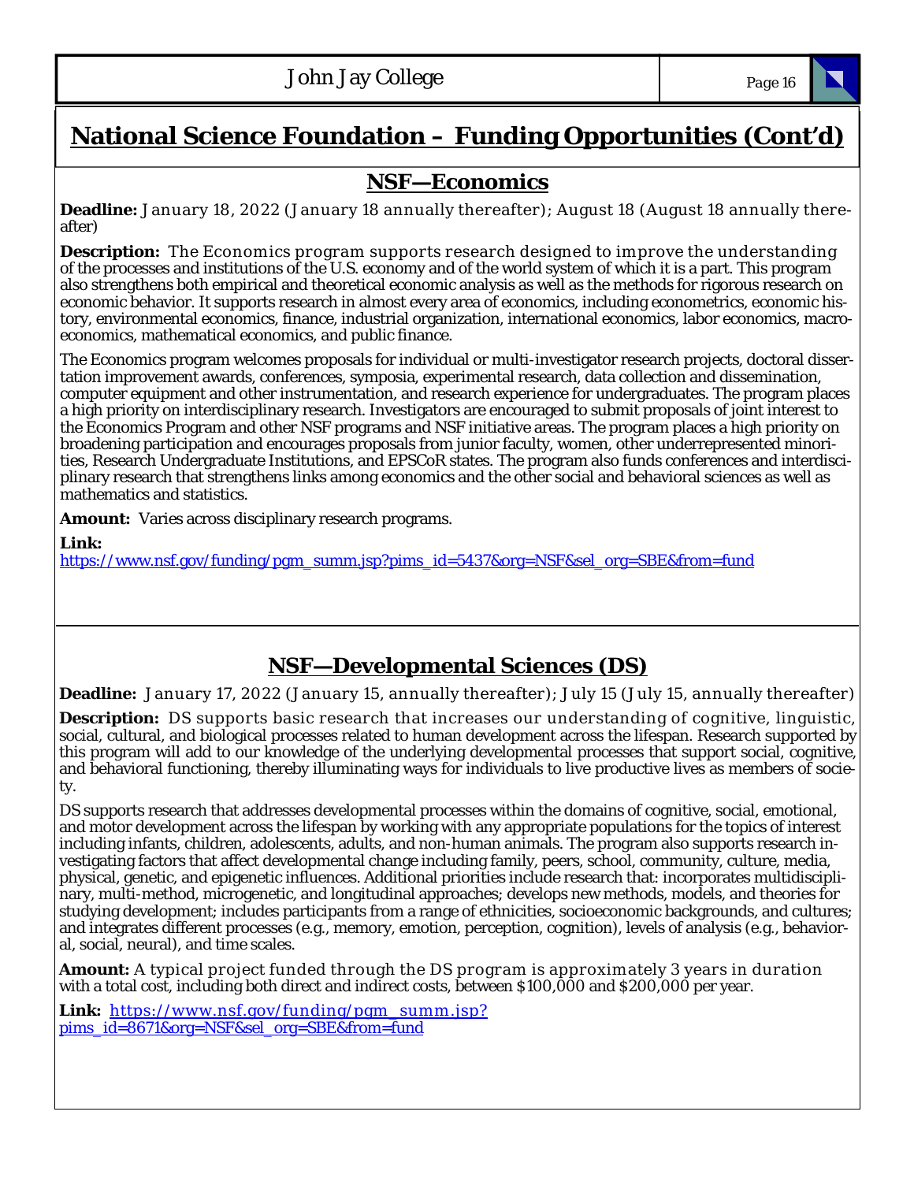# National Science Foundation – Funding Opportunities (Cont'd)

## NSF—Economics

**Deadline:** January 18, 2022 (January 18 annually thereafter); August 18 (August 18 annually thereafter)

**Description:** The Economics program supports research designed to improve the understanding of the processes and institutions of the U.S. economy and of the world system of which it is a part. This program also strengthens both empirical and theoretical economic analysis as well as the methods for rigorous research on economic behavior. It supports research in almost every area of economics, including econometrics, economic history, environmental economics, finance, industrial organization, international economics, labor economics, macroeconomics, mathematical economics, and public finance.

The Economics program welcomes proposals for individual or multi-investigator research projects, doctoral dissertation improvement awards, conferences, symposia, experimental research, data collection and dissemination, computer equipment and other instrumentation, and research experience for undergraduates. The program places a high priority on interdisciplinary research. Investigators are encouraged to submit proposals of joint interest to the Economics Program and other NSF programs and NSF initiative areas. The program places a high priority on broadening participation and encourages proposals from junior faculty, women, other underrepresented minorities, Research Undergraduate Institutions, and EPSCoR states. The program also funds conferences and interdisciplinary research that strengthens links among economics and the other social and behavioral sciences as well as mathematics and statistics.

**Amount:** Varies across disciplinary research programs.

**Link:**
https://www.nsf.gov/funding/pgm_summ.jsp?pims_id=5437&org=NSF&sel_org=SBE&from=fund

## NSF—Developmental Sciences (DS)

**Deadline:** January 17, 2022 (January 15, annually thereafter); July 15 (July 15, annually thereafter)

**Description:** DS supports basic research that increases our understanding of cognitive, linguistic, social, cultural, and biological processes related to human development across the lifespan. Research supported by this program will add to our knowledge of the underlying developmental processes that support social, cognitive, and behavioral functioning, thereby illuminating ways for individuals to live productive lives as members of society.

DS supports research that addresses developmental processes within the domains of cognitive, social, emotional, and motor development across the lifespan by working with any appropriate populations for the topics of interest including infants, children, adolescents, adults, and non-human animals. The program also supports research investigating factors that affect developmental change including family, peers, school, community, culture, media, physical, genetic, and epigenetic influences. Additional priorities include research that: incorporates multidisciplinary, multi-method, microgenetic, and longitudinal approaches; develops new methods, models, and theories for studying development; includes participants from a range of ethnicities, socioeconomic backgrounds, and cultures; and integrates different processes (e.g., memory, emotion, perception, cognition), levels of analysis (e.g., behavioral, social, neural), and time scales.

**Amount:** A typical project funded through the DS program is approximately 3 years in duration with a total cost, including both direct and indirect costs, between $100,000 and $200,000 per year.

**Link:** https://www.nsf.gov/funding/pgm_summ.jsp?pims_id=8671&org=NSF&sel_org=SBE&from=fund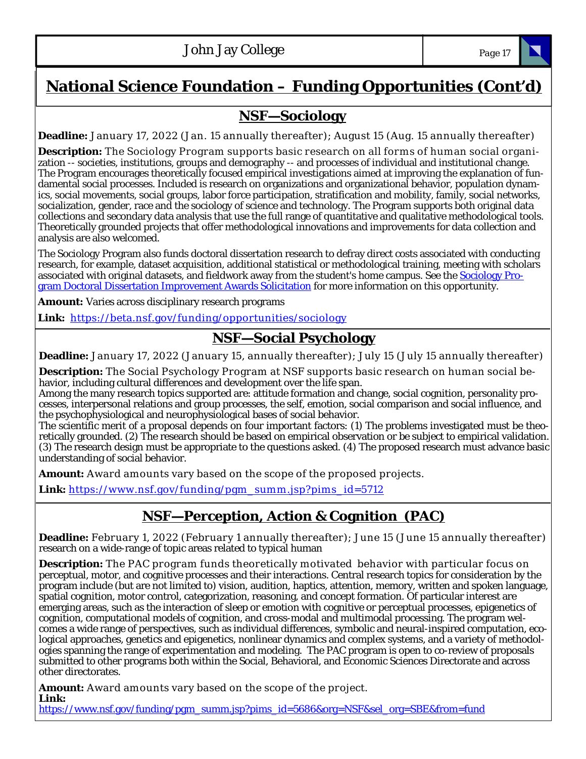# National Science Foundation – Funding Opportunities (Cont'd)

## NSF—Sociology

**Deadline:** January 17, 2022 (Jan. 15 annually thereafter); August 15 (Aug. 15 annually thereafter)

**Description:** The Sociology Program supports basic research on all forms of human social organization -- societies, institutions, groups and demography -- and processes of individual and institutional change. The Program encourages theoretically focused empirical investigations aimed at improving the explanation of fundamental social processes. Included is research on organizations and organizational behavior, population dynamics, social movements, social groups, labor force participation, stratification and mobility, family, social networks, socialization, gender, race and the sociology of science and technology. The Program supports both original data collections and secondary data analysis that use the full range of quantitative and qualitative methodological tools. Theoretically grounded projects that offer methodological innovations and improvements for data collection and analysis are also welcomed.

The Sociology Program also funds doctoral dissertation research to defray direct costs associated with conducting research, for example, dataset acquisition, additional statistical or methodological training, meeting with scholars associated with original datasets, and fieldwork away from the student's home campus. See the Sociology Program Doctoral Dissertation Improvement Awards Solicitation for more information on this opportunity.

**Amount:** Varies across disciplinary research programs

**Link:** https://beta.nsf.gov/funding/opportunities/sociology

## NSF—Social Psychology

**Deadline:** January 17, 2022 (January 15, annually thereafter); July 15 (July 15 annually thereafter)

**Description:** The Social Psychology Program at NSF supports basic research on human social behavior, including cultural differences and development over the life span.
Among the many research topics supported are: attitude formation and change, social cognition, personality processes, interpersonal relations and group processes, the self, emotion, social comparison and social influence, and the psychophysiological and neurophysiological bases of social behavior.
The scientific merit of a proposal depends on four important factors: (1) The problems investigated must be theoretically grounded. (2) The research should be based on empirical observation or be subject to empirical validation. (3) The research design must be appropriate to the questions asked. (4) The proposed research must advance basic understanding of social behavior.

**Amount:** Award amounts vary based on the scope of the proposed projects.

**Link:** https://www.nsf.gov/funding/pgm_summ.jsp?pims_id=5712

## NSF—Perception, Action & Cognition (PAC)

**Deadline:** February 1, 2022 (February 1 annually thereafter); June 15 (June 15 annually thereafter)

**Description:** The PAC program funds theoretically motivated research on a wide-range of topic areas related to typical human behavior with particular focus on perceptual, motor, and cognitive processes and their interactions. Central research topics for consideration by the program include (but are not limited to) vision, audition, haptics, attention, memory, written and spoken language, spatial cognition, motor control, categorization, reasoning, and concept formation. Of particular interest are emerging areas, such as the interaction of sleep or emotion with cognitive or perceptual processes, epigenetics of cognition, computational models of cognition, and cross-modal and multimodal processing. The program welcomes a wide range of perspectives, such as individual differences, symbolic and neural-inspired computation, ecological approaches, genetics and epigenetics, nonlinear dynamics and complex systems, and a variety of methodologies spanning the range of experimentation and modeling. The PAC program is open to co-review of proposals submitted to other programs both within the Social, Behavioral, and Economic Sciences Directorate and across other directorates.

**Amount:** Award amounts vary based on the scope of the project.

**Link:**
https://www.nsf.gov/funding/pgm_summ.jsp?pims_id=5686&org=NSF&sel_org=SBE&from=fund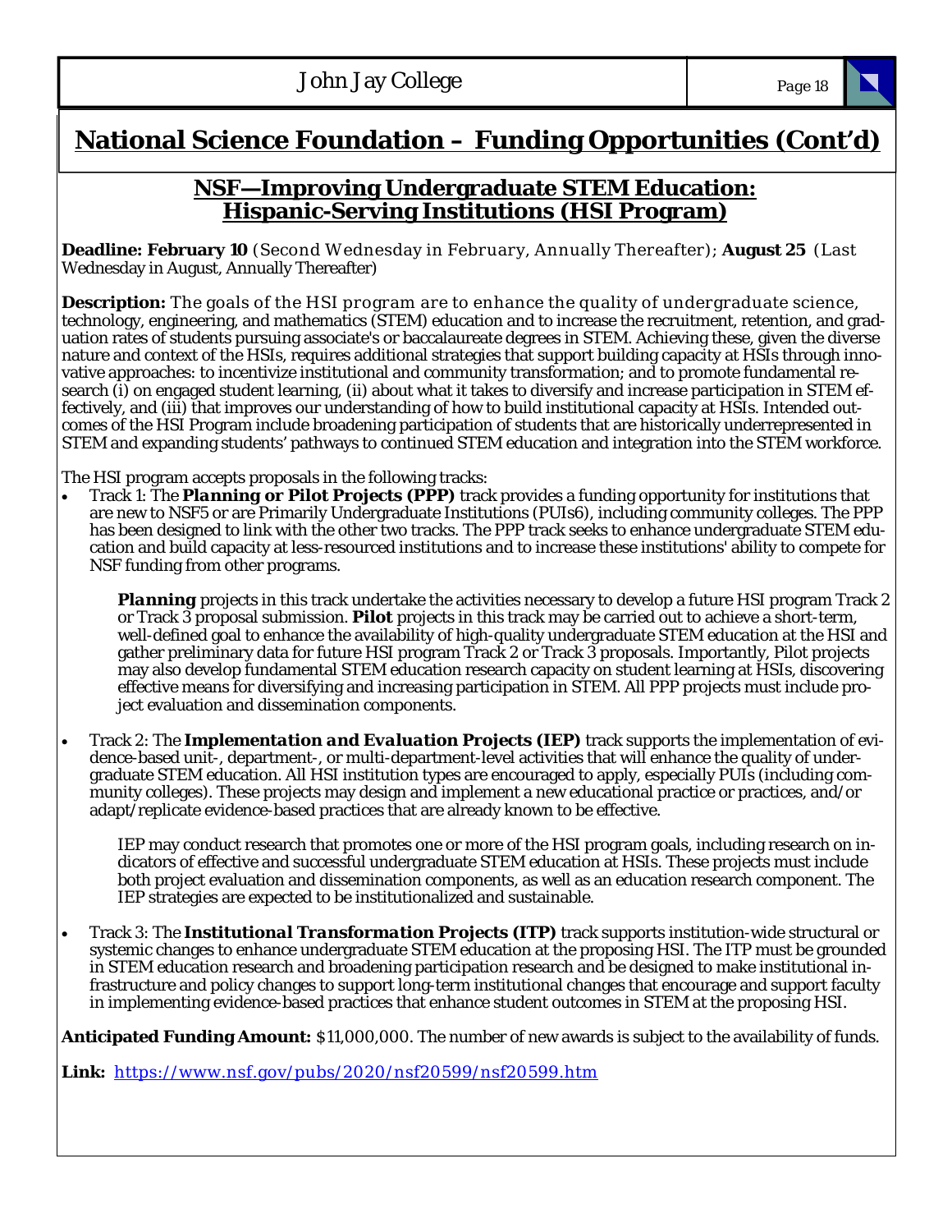# National Science Foundation – Funding Opportunities (Cont'd)

## NSF—Improving Undergraduate STEM Education: Hispanic-Serving Institutions (HSI Program)

**Deadline: February 10** (Second Wednesday in February, Annually Thereafter); **August 25** (Last Wednesday in August, Annually Thereafter)

**Description:** The goals of the HSI program are to enhance the quality of undergraduate science, technology, engineering, and mathematics (STEM) education and to increase the recruitment, retention, and graduation rates of students pursuing associate's or baccalaureate degrees in STEM. Achieving these, given the diverse nature and context of the HSIs, requires additional strategies that support building capacity at HSIs through innovative approaches: to incentivize institutional and community transformation; and to promote fundamental research (i) on engaged student learning, (ii) about what it takes to diversify and increase participation in STEM effectively, and (iii) that improves our understanding of how to build institutional capacity at HSIs. Intended outcomes of the HSI Program include broadening participation of students that are historically underrepresented in STEM and expanding students' pathways to continued STEM education and integration into the STEM workforce.

The HSI program accepts proposals in the following tracks:

- Track 1: The ***Planning or Pilot Projects (PPP)*** track provides a funding opportunity for institutions that are new to NSF5 or are Primarily Undergraduate Institutions (PUIs6), including community colleges. The PPP has been designed to link with the other two tracks. The PPP track seeks to enhance undergraduate STEM education and build capacity at less-resourced institutions and to increase these institutions' ability to compete for NSF funding from other programs.

  ***Planning*** projects in this track undertake the activities necessary to develop a future HSI program Track 2 or Track 3 proposal submission. **Pilot** projects in this track may be carried out to achieve a short-term, well-defined goal to enhance the availability of high-quality undergraduate STEM education at the HSI and gather preliminary data for future HSI program Track 2 or Track 3 proposals. Importantly, Pilot projects may also develop fundamental STEM education research capacity on student learning at HSIs, discovering effective means for diversifying and increasing participation in STEM. All PPP projects must include project evaluation and dissemination components.

- Track 2: The ***Implementation and Evaluation Projects (IEP)*** track supports the implementation of evidence-based unit-, department-, or multi-department-level activities that will enhance the quality of undergraduate STEM education. All HSI institution types are encouraged to apply, especially PUIs (including community colleges). These projects may design and implement a new educational practice or practices, and/or adapt/replicate evidence-based practices that are already known to be effective.

  IEP may conduct research that promotes one or more of the HSI program goals, including research on indicators of effective and successful undergraduate STEM education at HSIs. These projects must include both project evaluation and dissemination components, as well as an education research component. The IEP strategies are expected to be institutionalized and sustainable.

- Track 3: The ***Institutional Transformation Projects (ITP)*** track supports institution-wide structural or systemic changes to enhance undergraduate STEM education at the proposing HSI. The ITP must be grounded in STEM education research and broadening participation research and be designed to make institutional infrastructure and policy changes to support long-term institutional changes that encourage and support faculty in implementing evidence-based practices that enhance student outcomes in STEM at the proposing HSI.

**Anticipated Funding Amount:** $11,000,000. The number of new awards is subject to the availability of funds.

**Link:** https://www.nsf.gov/pubs/2020/nsf20599/nsf20599.htm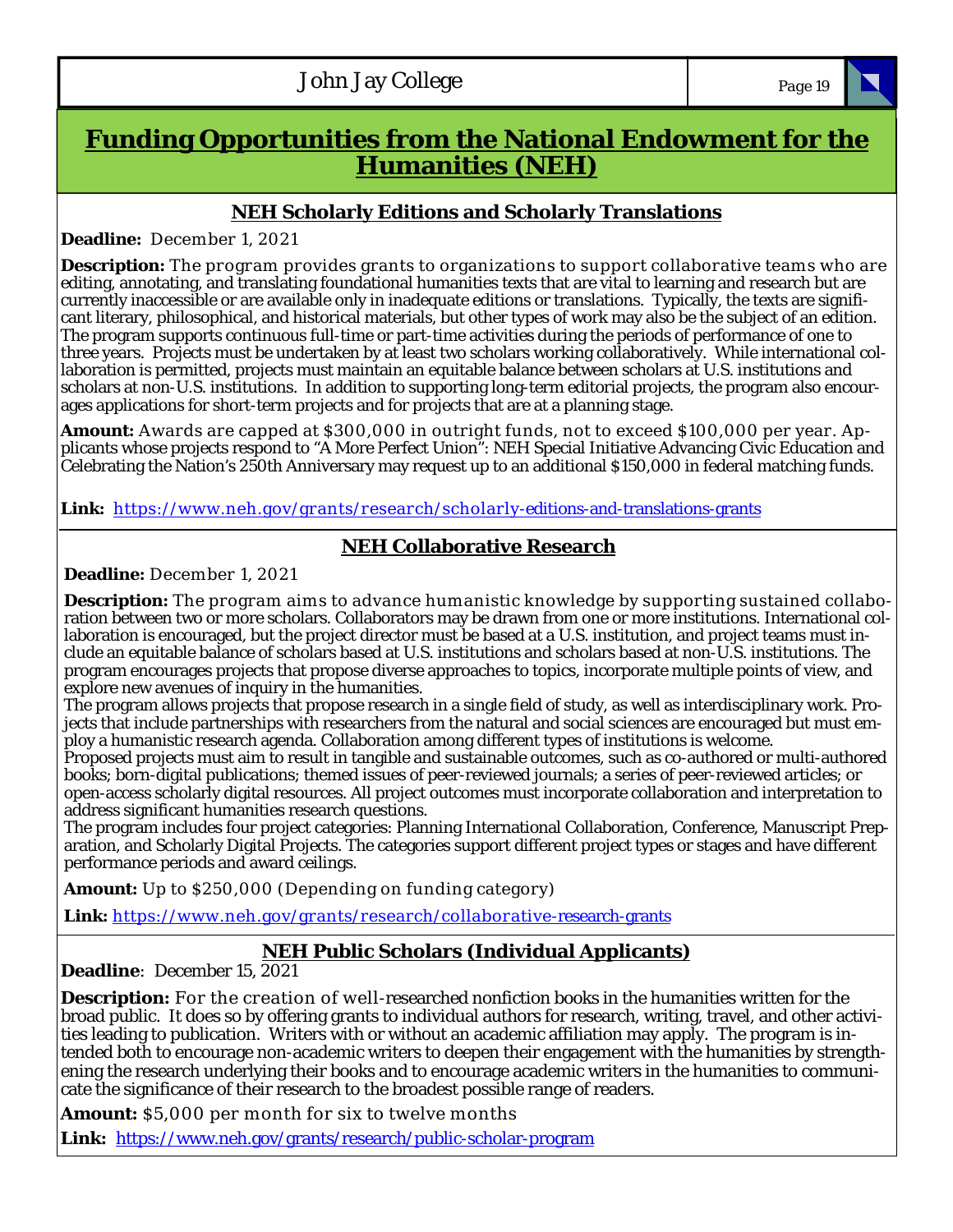# Funding Opportunities from the National Endowment for the Humanities (NEH)

## NEH Scholarly Editions and Scholarly Translations

**Deadline:** December 1, 2021

**Description:** The program provides grants to organizations to support collaborative teams who are editing, annotating, and translating foundational humanities texts that are vital to learning and research but are currently inaccessible or are available only in inadequate editions or translations. Typically, the texts are significant literary, philosophical, and historical materials, but other types of work may also be the subject of an edition. The program supports continuous full-time or part-time activities during the periods of performance of one to three years. Projects must be undertaken by at least two scholars working collaboratively. While international collaboration is permitted, projects must maintain an equitable balance between scholars at U.S. institutions and scholars at non-U.S. institutions. In addition to supporting long-term editorial projects, the program also encourages applications for short-term projects and for projects that are at a planning stage.

**Amount:** Awards are capped at $300,000 in outright funds, not to exceed $100,000 per year. Applicants whose projects respond to "A More Perfect Union": NEH Special Initiative Advancing Civic Education and Celebrating the Nation's 250th Anniversary may request up to an additional $150,000 in federal matching funds.

**Link:** https://www.neh.gov/grants/research/scholarly-editions-and-translations-grants

## NEH Collaborative Research

**Deadline:** December 1, 2021

**Description:** The program aims to advance humanistic knowledge by supporting sustained collaboration between two or more scholars. Collaborators may be drawn from one or more institutions. International collaboration is encouraged, but the project director must be based at a U.S. institution, and project teams must include an equitable balance of scholars based at U.S. institutions and scholars based at non-U.S. institutions. The program encourages projects that propose diverse approaches to topics, incorporate multiple points of view, and explore new avenues of inquiry in the humanities.

The program allows projects that propose research in a single field of study, as well as interdisciplinary work. Projects that include partnerships with researchers from the natural and social sciences are encouraged but must employ a humanistic research agenda. Collaboration among different types of institutions is welcome.

Proposed projects must aim to result in tangible and sustainable outcomes, such as co-authored or multi-authored books; born-digital publications; themed issues of peer-reviewed journals; a series of peer-reviewed articles; or open-access scholarly digital resources. All project outcomes must incorporate collaboration and interpretation to address significant humanities research questions.

The program includes four project categories: Planning International Collaboration, Conference, Manuscript Preparation, and Scholarly Digital Projects. The categories support different project types or stages and have different performance periods and award ceilings.

**Amount:** Up to $250,000 (Depending on funding category)

**Link:** https://www.neh.gov/grants/research/collaborative-research-grants

## NEH Public Scholars (Individual Applicants)

**Deadline**: December 15, 2021

**Description:** For the creation of well-researched nonfiction books in the humanities written for the broad public. It does so by offering grants to individual authors for research, writing, travel, and other activities leading to publication. Writers with or without an academic affiliation may apply. The program is intended both to encourage non-academic writers to deepen their engagement with the humanities by strengthening the research underlying their books and to encourage academic writers in the humanities to communicate the significance of their research to the broadest possible range of readers.

**Amount:** $5,000 per month for six to twelve months

**Link:** https://www.neh.gov/grants/research/public-scholar-program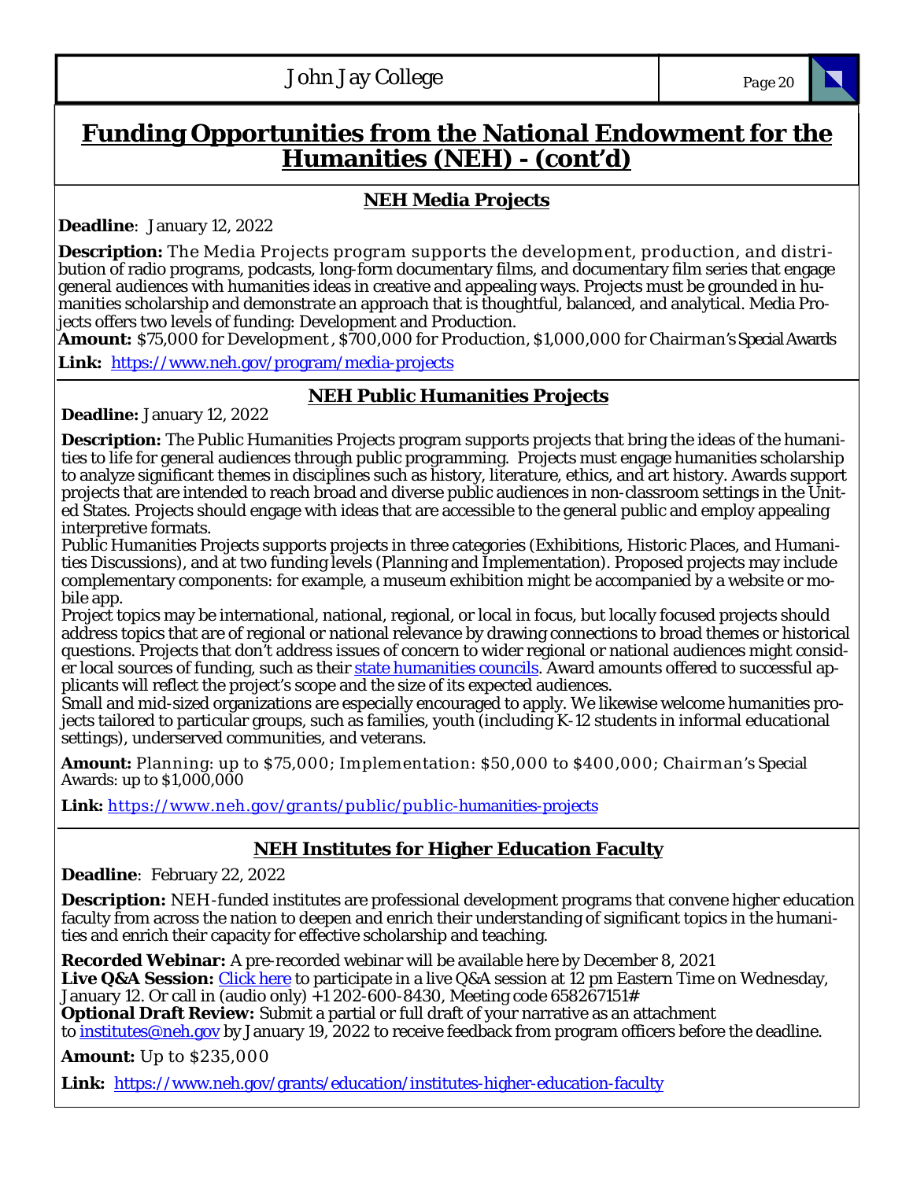## Funding Opportunities from the National Endowment for the Humanities (NEH) - (cont'd)

### NEH Media Projects

**Deadline**: January 12, 2022

**Description:** The Media Projects program supports the development, production, and distribution of radio programs, podcasts, long-form documentary films, and documentary film series that engage general audiences with humanities ideas in creative and appealing ways. Projects must be grounded in humanities scholarship and demonstrate an approach that is thoughtful, balanced, and analytical. Media Projects offers two levels of funding: Development and Production.
**Amount:** $75,000 for Development , $700,000 for Production, $1,000,000 for Chairman's Special Awards

**Link:** https://www.neh.gov/program/media-projects

### NEH Public Humanities Projects

**Deadline:** January 12, 2022

**Description:** The Public Humanities Projects program supports projects that bring the ideas of the humanities to life for general audiences through public programming. Projects must engage humanities scholarship to analyze significant themes in disciplines such as history, literature, ethics, and art history. Awards support projects that are intended to reach broad and diverse public audiences in non-classroom settings in the United States. Projects should engage with ideas that are accessible to the general public and employ appealing interpretive formats.
Public Humanities Projects supports projects in three categories (Exhibitions, Historic Places, and Humanities Discussions), and at two funding levels (Planning and Implementation). Proposed projects may include complementary components: for example, a museum exhibition might be accompanied by a website or mobile app.
Project topics may be international, national, regional, or local in focus, but locally focused projects should address topics that are of regional or national relevance by drawing connections to broad themes or historical questions. Projects that don't address issues of concern to wider regional or national audiences might consider local sources of funding, such as their state humanities councils. Award amounts offered to successful applicants will reflect the project's scope and the size of its expected audiences.
Small and mid-sized organizations are especially encouraged to apply. We likewise welcome humanities projects tailored to particular groups, such as families, youth (including K-12 students in informal educational settings), underserved communities, and veterans.

**Amount:** Planning: up to $75,000; Implementation: $50,000 to $400,000; Chairman's Special Awards: up to $1,000,000

**Link:** https://www.neh.gov/grants/public/public-humanities-projects

### NEH Institutes for Higher Education Faculty

**Deadline**: February 22, 2022

**Description:** NEH-funded institutes are professional development programs that convene higher education faculty from across the nation to deepen and enrich their understanding of significant topics in the humanities and enrich their capacity for effective scholarship and teaching.

**Recorded Webinar:** A pre-recorded webinar will be available here by December 8, 2021
**Live Q&A Session:** Click here to participate in a live Q&A session at 12 pm Eastern Time on Wednesday, January 12. Or call in (audio only) +1 202-600-8430, Meeting code 658267151#
**Optional Draft Review:** Submit a partial or full draft of your narrative as an attachment to institutes@neh.gov by January 19, 2022 to receive feedback from program officers before the deadline.

**Amount:** Up to $235,000

**Link:** https://www.neh.gov/grants/education/institutes-higher-education-faculty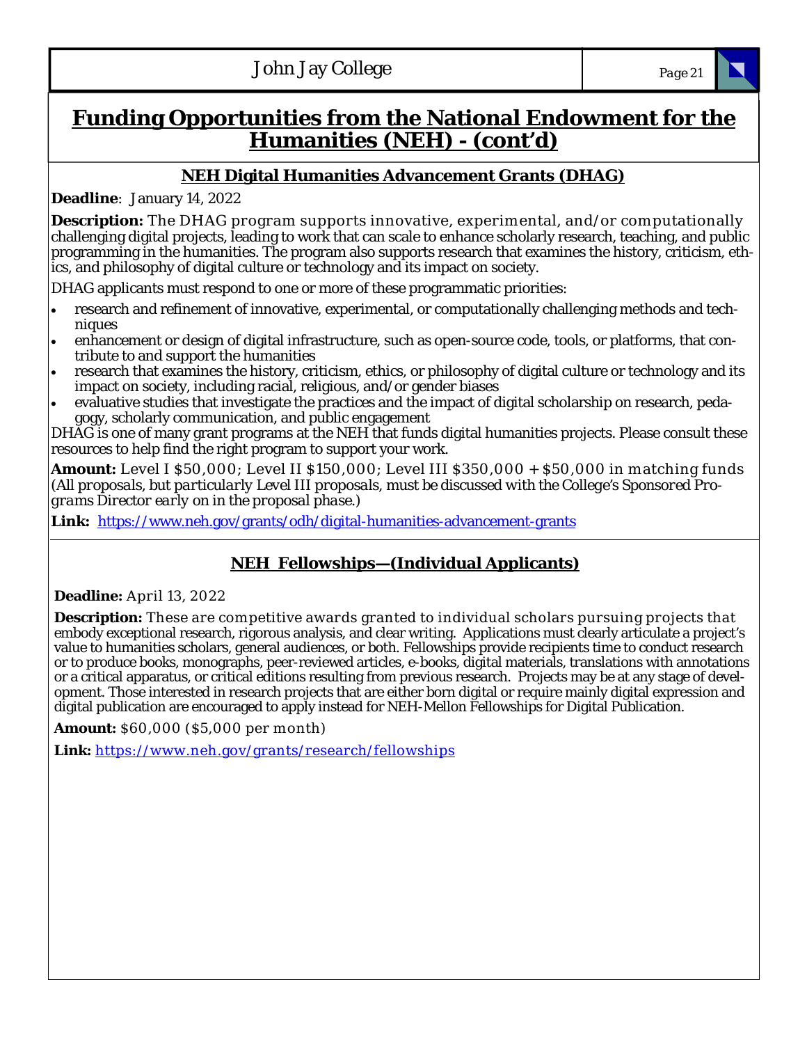# Funding Opportunities from the National Endowment for the Humanities (NEH) - (cont'd)

## NEH Digital Humanities Advancement Grants (DHAG)

**Deadline**: January 14, 2022

**Description:** The DHAG program supports innovative, experimental, and/or computationally challenging digital projects, leading to work that can scale to enhance scholarly research, teaching, and public programming in the humanities. The program also supports research that examines the history, criticism, ethics, and philosophy of digital culture or technology and its impact on society.

DHAG applicants must respond to one or more of these programmatic priorities:

- research and refinement of innovative, experimental, or computationally challenging methods and techniques
- enhancement or design of digital infrastructure, such as open-source code, tools, or platforms, that contribute to and support the humanities
- research that examines the history, criticism, ethics, or philosophy of digital culture or technology and its impact on society, including racial, religious, and/or gender biases
- evaluative studies that investigate the practices and the impact of digital scholarship on research, pedagogy, scholarly communication, and public engagement

DHAG is one of many grant programs at the NEH that funds digital humanities projects. Please consult these resources to help find the right program to support your work.

**Amount:** Level I $50,000; Level II $150,000; Level III $350,000 + $50,000 in matching funds *(All proposals, but particularly Level III proposals, must be discussed with the College's Sponsored Programs Director early on in the proposal phase.)*

**Link:** https://www.neh.gov/grants/odh/digital-humanities-advancement-grants

## NEH Fellowships—(Individual Applicants)

**Deadline:** April 13, 2022

**Description:** These are competitive awards granted to individual scholars pursuing projects that embody exceptional research, rigorous analysis, and clear writing. Applications must clearly articulate a project's value to humanities scholars, general audiences, or both. Fellowships provide recipients time to conduct research or to produce books, monographs, peer-reviewed articles, e-books, digital materials, translations with annotations or a critical apparatus, or critical editions resulting from previous research. Projects may be at any stage of development. Those interested in research projects that are either born digital or require mainly digital expression and digital publication are encouraged to apply instead for NEH-Mellon Fellowships for Digital Publication.

**Amount:** $60,000 ($5,000 per month)

**Link:** https://www.neh.gov/grants/research/fellowships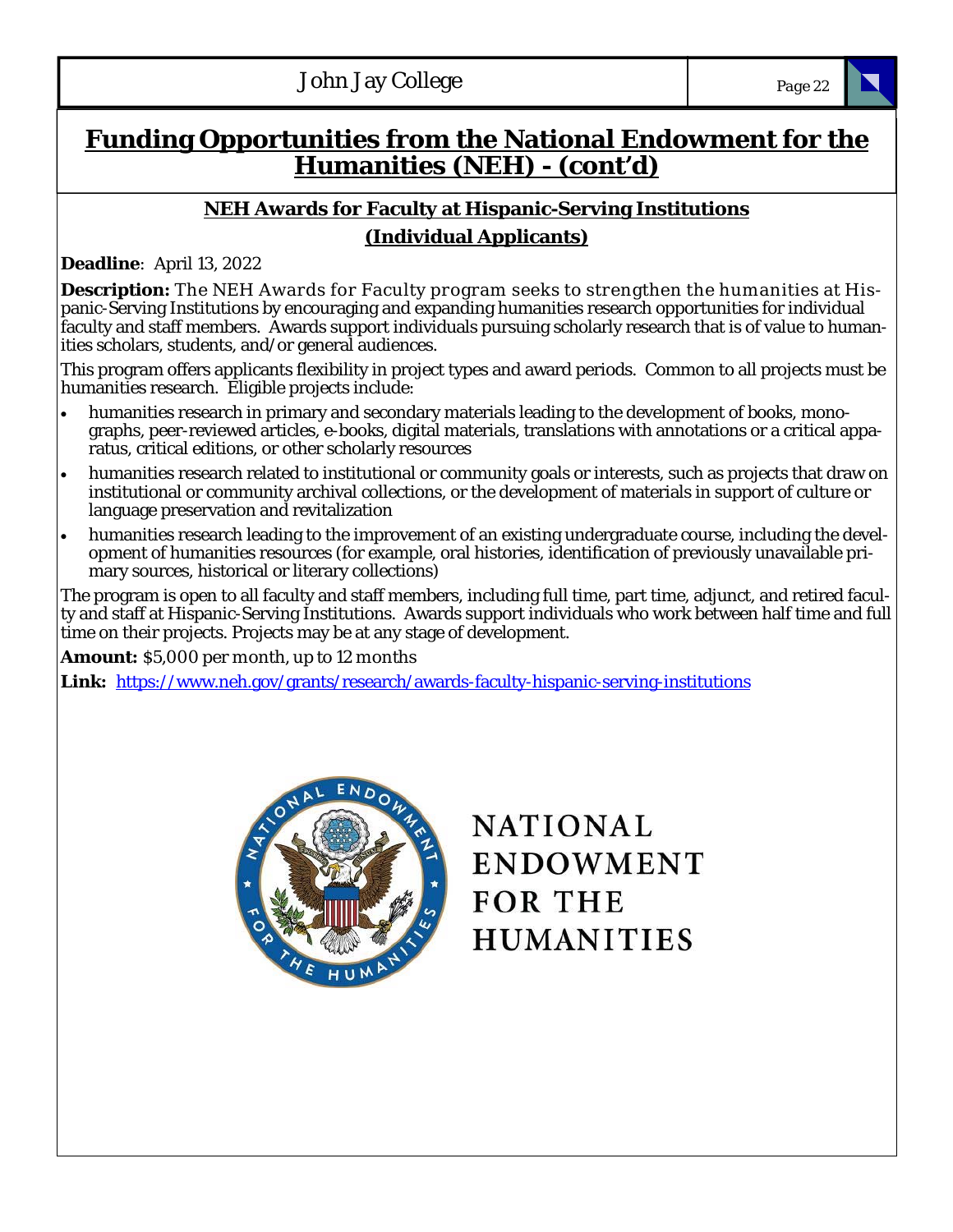## Funding Opportunities from the National Endowment for the Humanities (NEH) - (cont'd)

### NEH Awards for Faculty at Hispanic-Serving Institutions (Individual Applicants)

**Deadline**: April 13, 2022

**Description:** The NEH Awards for Faculty program seeks to strengthen the humanities at Hispanic-Serving Institutions by encouraging and expanding humanities research opportunities for individual faculty and staff members. Awards support individuals pursuing scholarly research that is of value to humanities scholars, students, and/or general audiences.

This program offers applicants flexibility in project types and award periods. Common to all projects must be humanities research. Eligible projects include:

- humanities research in primary and secondary materials leading to the development of books, monographs, peer-reviewed articles, e-books, digital materials, translations with annotations or a critical apparatus, critical editions, or other scholarly resources
- humanities research related to institutional or community goals or interests, such as projects that draw on institutional or community archival collections, or the development of materials in support of culture or language preservation and revitalization
- humanities research leading to the improvement of an existing undergraduate course, including the development of humanities resources (for example, oral histories, identification of previously unavailable primary sources, historical or literary collections)

The program is open to all faculty and staff members, including full time, part time, adjunct, and retired faculty and staff at Hispanic-Serving Institutions. Awards support individuals who work between half time and full time on their projects. Projects may be at any stage of development.

**Amount:** $5,000 per month, up to 12 months

**Link:** https://www.neh.gov/grants/research/awards-faculty-hispanic-serving-institutions

NATIONAL ENDOWMENT FOR THE HUMANITIES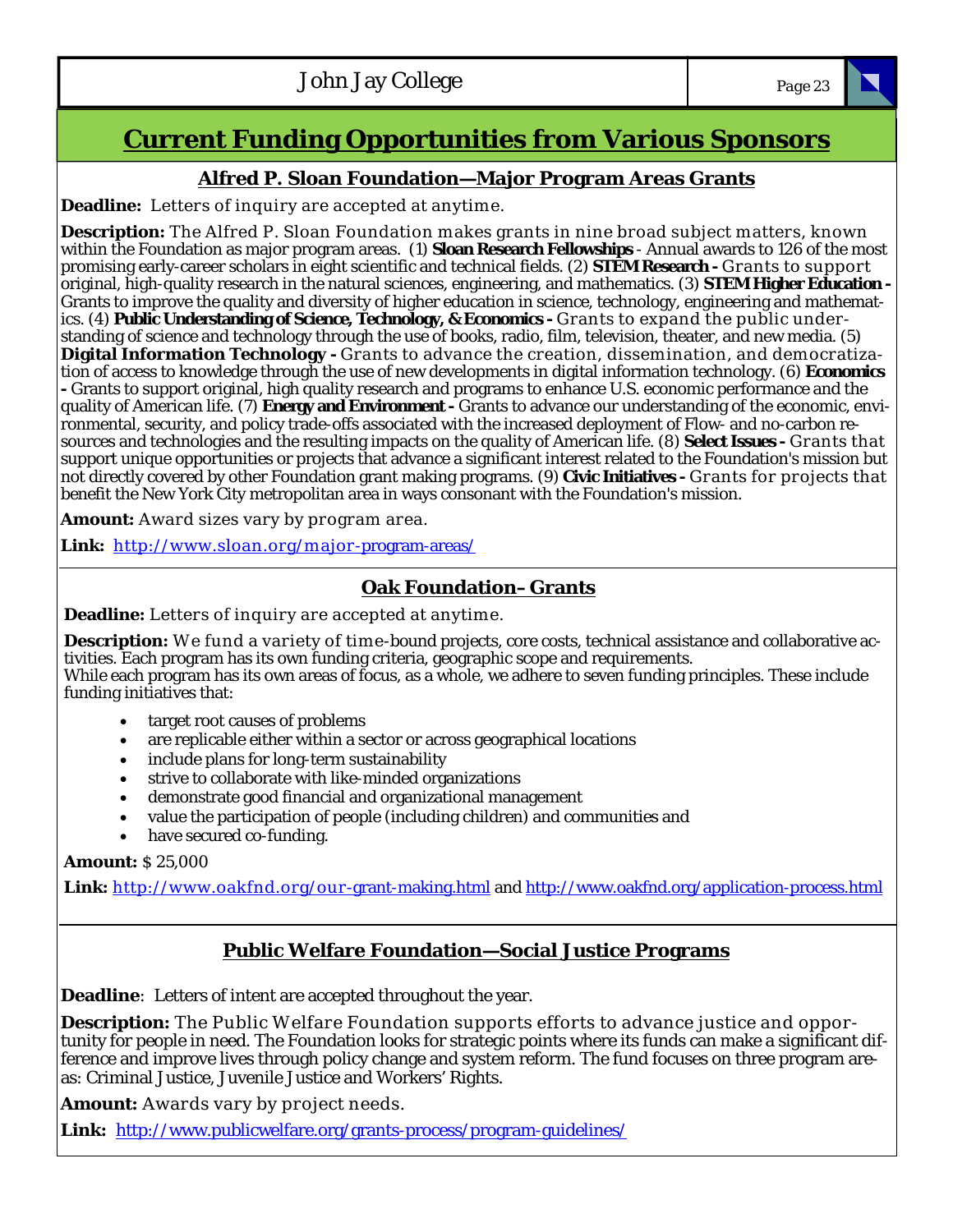# Current Funding Opportunities from Various Sponsors

## Alfred P. Sloan Foundation—Major Program Areas Grants

**Deadline:** Letters of inquiry are accepted at anytime.

**Description:** The Alfred P. Sloan Foundation makes grants in nine broad subject matters, known within the Foundation as major program areas. (1) **Sloan Research Fellowships** - Annual awards to 126 of the most promising early-career scholars in eight scientific and technical fields. (2) **STEM Research -** Grants to support original, high-quality research in the natural sciences, engineering, and mathematics. (3) **STEM Higher Education -** Grants to improve the quality and diversity of higher education in science, technology, engineering and mathematics. (4) **Public Understanding of Science, Technology, & Economics -** Grants to expand the public understanding of science and technology through the use of books, radio, film, television, theater, and new media. (5) **Digital Information Technology -** Grants to advance the creation, dissemination, and democratization of access to knowledge through the use of new developments in digital information technology. (6) **Economics -** Grants to support original, high quality research and programs to enhance U.S. economic performance and the quality of American life. (7) **Energy and Environment -** Grants to advance our understanding of the economic, environmental, security, and policy trade-offs associated with the increased deployment of Flow- and no-carbon resources and technologies and the resulting impacts on the quality of American life. (8) **Select Issues -** Grants that support unique opportunities or projects that advance a significant interest related to the Foundation's mission but not directly covered by other Foundation grant making programs. (9) **Civic Initiatives -** Grants for projects that benefit the New York City metropolitan area in ways consonant with the Foundation's mission.

**Amount:** Award sizes vary by program area.

**Link:** http://www.sloan.org/major-program-areas/

## Oak Foundation– Grants

**Deadline:** Letters of inquiry are accepted at anytime.

**Description:** We fund a variety of time-bound projects, core costs, technical assistance and collaborative activities. Each program has its own funding criteria, geographic scope and requirements.
While each program has its own areas of focus, as a whole, we adhere to seven funding principles. These include funding initiatives that:

- target root causes of problems
- are replicable either within a sector or across geographical locations
- include plans for long-term sustainability
- strive to collaborate with like-minded organizations
- demonstrate good financial and organizational management
- value the participation of people (including children) and communities and
- have secured co-funding.

**Amount:** $ 25,000

**Link:** http://www.oakfnd.org/our-grant-making.html and http://www.oakfnd.org/application-process.html

## Public Welfare Foundation—Social Justice Programs

**Deadline**: Letters of intent are accepted throughout the year.

**Description:** The Public Welfare Foundation supports efforts to advance justice and opportunity for people in need. The Foundation looks for strategic points where its funds can make a significant difference and improve lives through policy change and system reform. The fund focuses on three program areas: Criminal Justice, Juvenile Justice and Workers' Rights.

**Amount:** Awards vary by project needs.

**Link:** http://www.publicwelfare.org/grants-process/program-guidelines/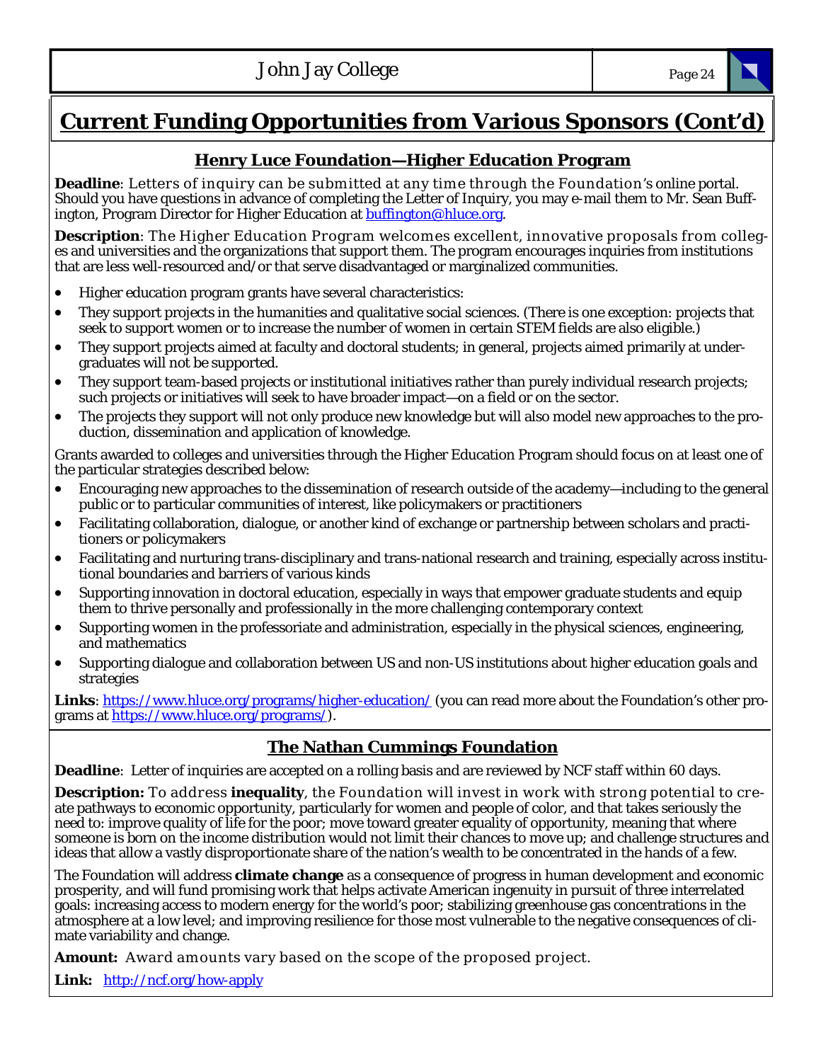# Current Funding Opportunities from Various Sponsors (Cont'd)

## Henry Luce Foundation—Higher Education Program

**Deadline**: Letters of inquiry can be submitted at any time through the Foundation's online portal. Should you have questions in advance of completing the Letter of Inquiry, you may e-mail them to Mr. Sean Buffington, Program Director for Higher Education at buffington@hluce.org.

**Description**: The Higher Education Program welcomes excellent, innovative proposals from colleges and universities and the organizations that support them. The program encourages inquiries from institutions that are less well-resourced and/or that serve disadvantaged or marginalized communities.

- Higher education program grants have several characteristics:
- They support projects in the humanities and qualitative social sciences. (There is one exception: projects that seek to support women or to increase the number of women in certain STEM fields are also eligible.)
- They support projects aimed at faculty and doctoral students; in general, projects aimed primarily at undergraduates will not be supported.
- They support team-based projects or institutional initiatives rather than purely individual research projects; such projects or initiatives will seek to have broader impact—on a field or on the sector.
- The projects they support will not only produce new knowledge but will also model new approaches to the production, dissemination and application of knowledge.

Grants awarded to colleges and universities through the Higher Education Program should focus on at least one of the particular strategies described below:

- Encouraging new approaches to the dissemination of research outside of the academy—including to the general public or to particular communities of interest, like policymakers or practitioners
- Facilitating collaboration, dialogue, or another kind of exchange or partnership between scholars and practitioners or policymakers
- Facilitating and nurturing trans-disciplinary and trans-national research and training, especially across institutional boundaries and barriers of various kinds
- Supporting innovation in doctoral education, especially in ways that empower graduate students and equip them to thrive personally and professionally in the more challenging contemporary context
- Supporting women in the professoriate and administration, especially in the physical sciences, engineering, and mathematics
- Supporting dialogue and collaboration between US and non-US institutions about higher education goals and strategies

**Links**: https://www.hluce.org/programs/higher-education/ (you can read more about the Foundation's other programs at https://www.hluce.org/programs/).

## The Nathan Cummings Foundation

**Deadline**: Letter of inquiries are accepted on a rolling basis and are reviewed by NCF staff within 60 days.

**Description:** To address **inequality**, the Foundation will invest in work with strong potential to create pathways to economic opportunity, particularly for women and people of color, and that takes seriously the need to: improve quality of life for the poor; move toward greater equality of opportunity, meaning that where someone is born on the income distribution would not limit their chances to move up; and challenge structures and ideas that allow a vastly disproportionate share of the nation's wealth to be concentrated in the hands of a few.

The Foundation will address **climate change** as a consequence of progress in human development and economic prosperity, and will fund promising work that helps activate American ingenuity in pursuit of three interrelated goals: increasing access to modern energy for the world's poor; stabilizing greenhouse gas concentrations in the atmosphere at a low level; and improving resilience for those most vulnerable to the negative consequences of climate variability and change.

**Amount:** Award amounts vary based on the scope of the proposed project.

**Link:** http://ncf.org/how-apply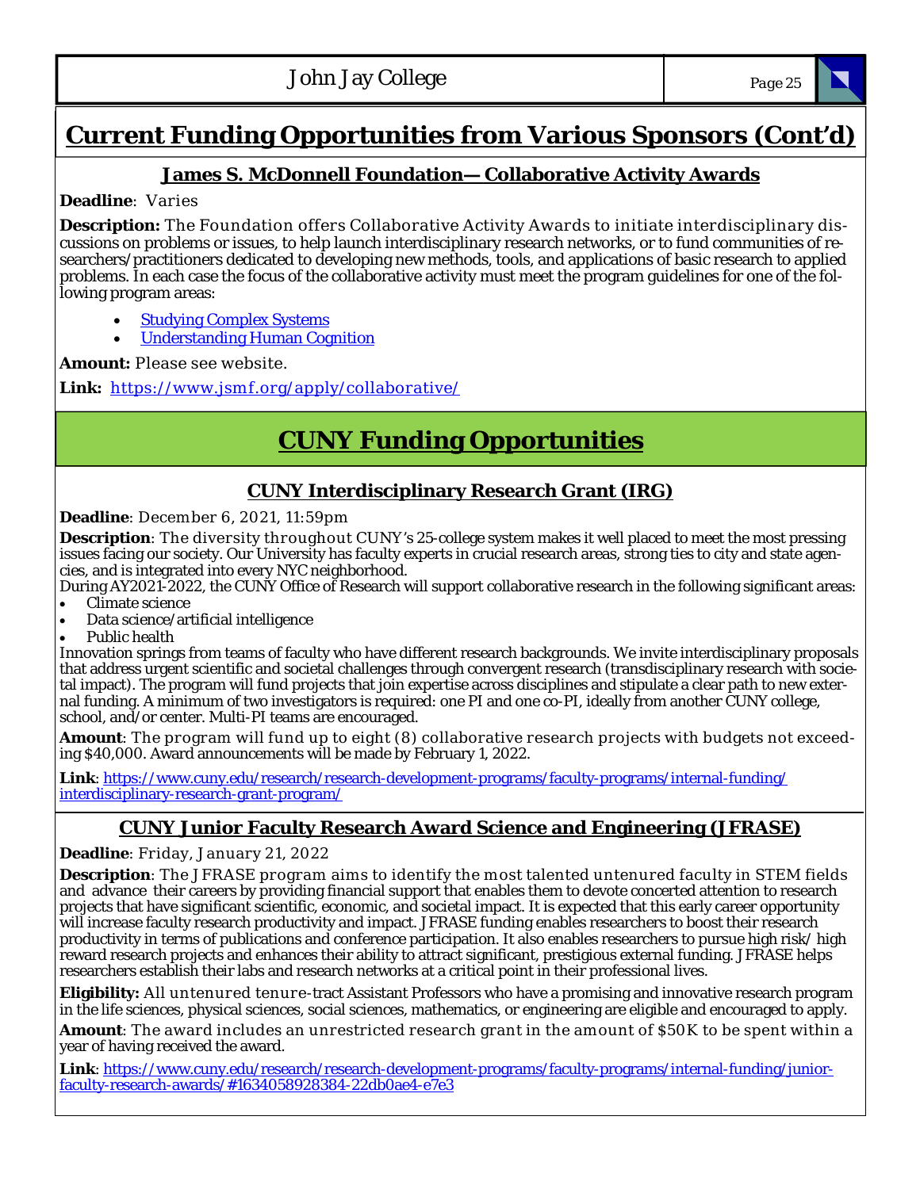# Current Funding Opportunities from Various Sponsors (Cont'd)

## James S. McDonnell Foundation— Collaborative Activity Awards

**Deadline**: Varies

**Description:** The Foundation offers Collaborative Activity Awards to initiate interdisciplinary discussions on problems or issues, to help launch interdisciplinary research networks, or to fund communities of researchers/practitioners dedicated to developing new methods, tools, and applications of basic research to applied problems. In each case the focus of the collaborative activity must meet the program guidelines for one of the following program areas:

- Studying Complex Systems
- Understanding Human Cognition

**Amount:** Please see website.

**Link:** https://www.jsmf.org/apply/collaborative/

# CUNY Funding Opportunities

## CUNY Interdisciplinary Research Grant (IRG)

**Deadline**: December 6, 2021, 11:59pm

**Description**: The diversity throughout CUNY's 25-college system makes it well placed to meet the most pressing issues facing our society. Our University has faculty experts in crucial research areas, strong ties to city and state agencies, and is integrated into every NYC neighborhood.
During AY2021-2022, the CUNY Office of Research will support collaborative research in the following significant areas:

- Climate science
- Data science/artificial intelligence
- Public health

Innovation springs from teams of faculty who have different research backgrounds. We invite interdisciplinary proposals that address urgent scientific and societal challenges through convergent research (transdisciplinary research with societal impact). The program will fund projects that join expertise across disciplines and stipulate a clear path to new external funding. A minimum of two investigators is required: one PI and one co-PI, ideally from another CUNY college, school, and/or center. Multi-PI teams are encouraged.

**Amount**: The program will fund up to eight (8) collaborative research projects with budgets not exceeding $40,000. Award announcements will be made by February 1, 2022.

**Link**: https://www.cuny.edu/research/research-development-programs/faculty-programs/internal-funding/interdisciplinary-research-grant-program/

## CUNY Junior Faculty Research Award Science and Engineering (JFRASE)

**Deadline**: Friday, January 21, 2022

**Description**: The JFRASE program aims to identify the most talented untenured faculty in STEM fields and advance their careers by providing financial support that enables them to devote concerted attention to research projects that have significant scientific, economic, and societal impact. It is expected that this early career opportunity will increase faculty research productivity and impact. JFRASE funding enables researchers to boost their research productivity in terms of publications and conference participation. It also enables researchers to pursue high risk/ high reward research projects and enhances their ability to attract significant, prestigious external funding. JFRASE helps researchers establish their labs and research networks at a critical point in their professional lives.

**Eligibility:** All untenured tenure-tract Assistant Professors who have a promising and innovative research program in the life sciences, physical sciences, social sciences, mathematics, or engineering are eligible and encouraged to apply.

**Amount**: The award includes an unrestricted research grant in the amount of $50K to be spent within a year of having received the award.

**Link**: https://www.cuny.edu/research/research-development-programs/faculty-programs/internal-funding/junior-faculty-research-awards/#1634058928384-22db0ae4-e7e3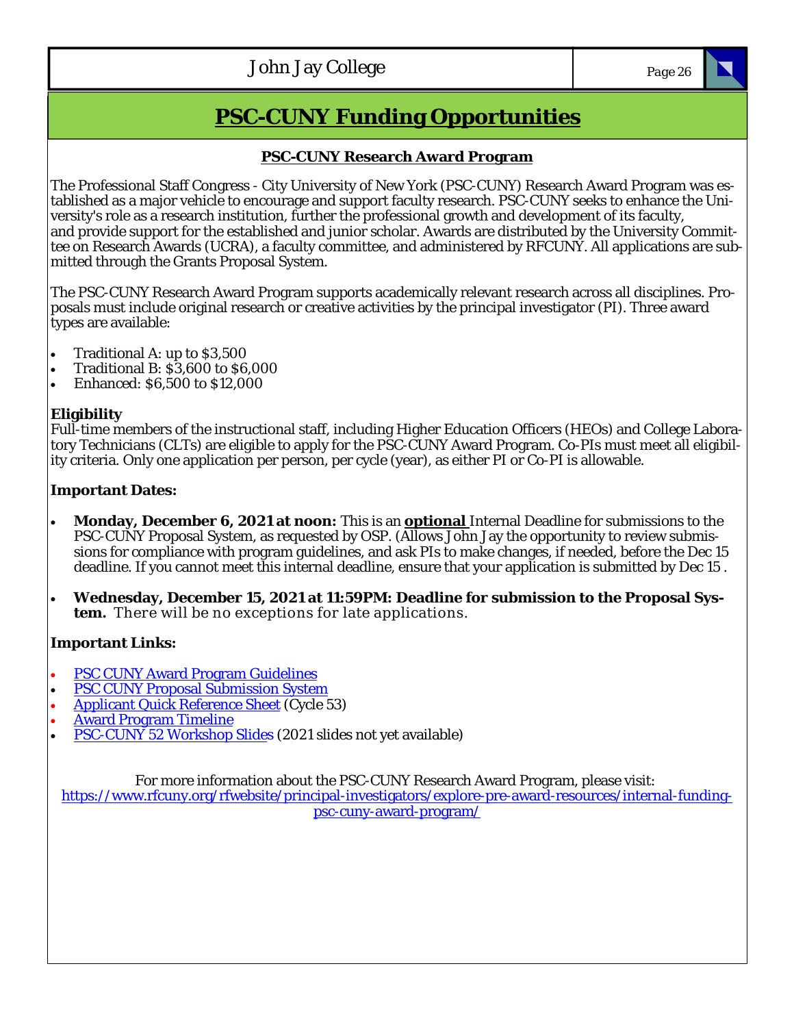# PSC-CUNY Funding Opportunities

## PSC-CUNY Research Award Program

The Professional Staff Congress - City University of New York (PSC-CUNY) Research Award Program was established as a major vehicle to encourage and support faculty research. PSC-CUNY seeks to enhance the University's role as a research institution, further the professional growth and development of its faculty, and provide support for the established and junior scholar. Awards are distributed by the University Committee on Research Awards (UCRA), a faculty committee, and administered by RFCUNY. All applications are submitted through the Grants Proposal System.

The PSC-CUNY Research Award Program supports academically relevant research across all disciplines. Proposals must include original research or creative activities by the principal investigator (PI). Three award types are available:

- Traditional A: up to $3,500
- Traditional B: $3,600 to $6,000
- Enhanced: $6,500 to $12,000

**Eligibility**
Full-time members of the instructional staff, including Higher Education Officers (HEOs) and College Laboratory Technicians (CLTs) are eligible to apply for the PSC-CUNY Award Program. Co-PIs must meet all eligibility criteria. Only one application per person, per cycle (year), as either PI or Co-PI is allowable.

**Important Dates:**

- **Monday, December 6, 2021 at noon:** This is an **optional** Internal Deadline for submissions to the PSC-CUNY Proposal System, as requested by OSP. (Allows John Jay the opportunity to review submissions for compliance with program guidelines, and ask PIs to make changes, if needed, before the Dec 15 deadline. If you cannot meet this internal deadline, ensure that your application is submitted by Dec 15 .
- **Wednesday, December 15, 2021 at 11:59PM: Deadline for submission to the Proposal System.** There will be no exceptions for late applications.

**Important Links:**

- PSC CUNY Award Program Guidelines
- PSC CUNY Proposal Submission System
- Applicant Quick Reference Sheet (Cycle 53)
- Award Program Timeline
- PSC-CUNY 52 Workshop Slides (2021 slides not yet available)

For more information about the PSC-CUNY Research Award Program, please visit:
https://www.rfcuny.org/rfwebsite/principal-investigators/explore-pre-award-resources/internal-funding-psc-cuny-award-program/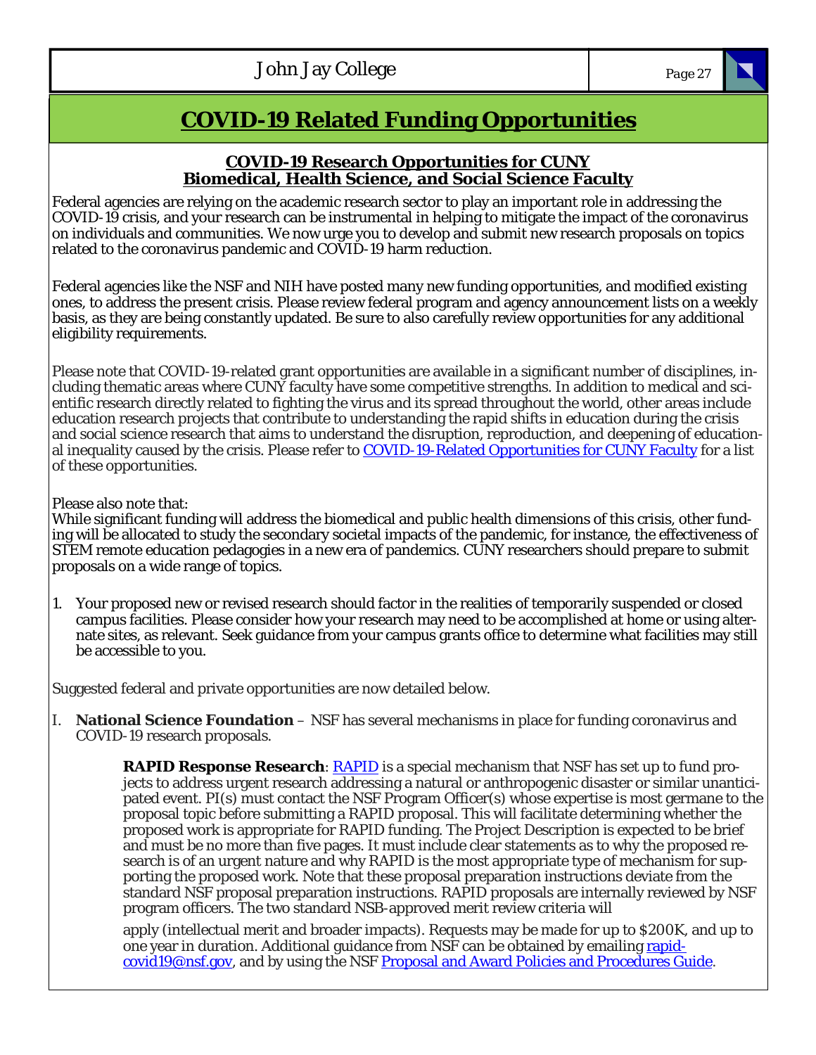# COVID-19 Related Funding Opportunities

## COVID-19 Research Opportunities for CUNY Biomedical, Health Science, and Social Science Faculty

Federal agencies are relying on the academic research sector to play an important role in addressing the COVID-19 crisis, and your research can be instrumental in helping to mitigate the impact of the coronavirus on individuals and communities. We now urge you to develop and submit new research proposals on topics related to the coronavirus pandemic and COVID-19 harm reduction.

Federal agencies like the NSF and NIH have posted many new funding opportunities, and modified existing ones, to address the present crisis. Please review federal program and agency announcement lists on a weekly basis, as they are being constantly updated. Be sure to also carefully review opportunities for any additional eligibility requirements.

Please note that COVID-19-related grant opportunities are available in a significant number of disciplines, including thematic areas where CUNY faculty have some competitive strengths. In addition to medical and scientific research directly related to fighting the virus and its spread throughout the world, other areas include education research projects that contribute to understanding the rapid shifts in education during the crisis and social science research that aims to understand the disruption, reproduction, and deepening of educational inequality caused by the crisis. Please refer to [COVID-19-Related Opportunities for CUNY Faculty]() for a list of these opportunities.

Please also note that:
While significant funding will address the biomedical and public health dimensions of this crisis, other funding will be allocated to study the secondary societal impacts of the pandemic, for instance, the effectiveness of STEM remote education pedagogies in a new era of pandemics. CUNY researchers should prepare to submit proposals on a wide range of topics.

1. Your proposed new or revised research should factor in the realities of temporarily suspended or closed campus facilities. Please consider how your research may need to be accomplished at home or using alternate sites, as relevant. Seek guidance from your campus grants office to determine what facilities may still be accessible to you.

Suggested federal and private opportunities are now detailed below.

I. **National Science Foundation** – NSF has several mechanisms in place for funding coronavirus and COVID-19 research proposals.

> **RAPID Response Research**: [RAPID]() is a special mechanism that NSF has set up to fund projects to address urgent research addressing a natural or anthropogenic disaster or similar unanticipated event. PI(s) must contact the NSF Program Officer(s) whose expertise is most germane to the proposal topic before submitting a RAPID proposal. This will facilitate determining whether the proposed work is appropriate for RAPID funding. The Project Description is expected to be brief and must be no more than five pages. It must include clear statements as to why the proposed research is of an urgent nature and why RAPID is the most appropriate type of mechanism for supporting the proposed work. Note that these proposal preparation instructions deviate from the standard NSF proposal preparation instructions. RAPID proposals are internally reviewed by NSF program officers. The two standard NSB-approved merit review criteria will apply (intellectual merit and broader impacts). Requests may be made for up to $200K, and up to one year in duration. Additional guidance from NSF can be obtained by emailing [rapid-covid19@nsf.gov](mailto:rapid-covid19@nsf.gov), and by using the NSF [Proposal and Award Policies and Procedures Guide]().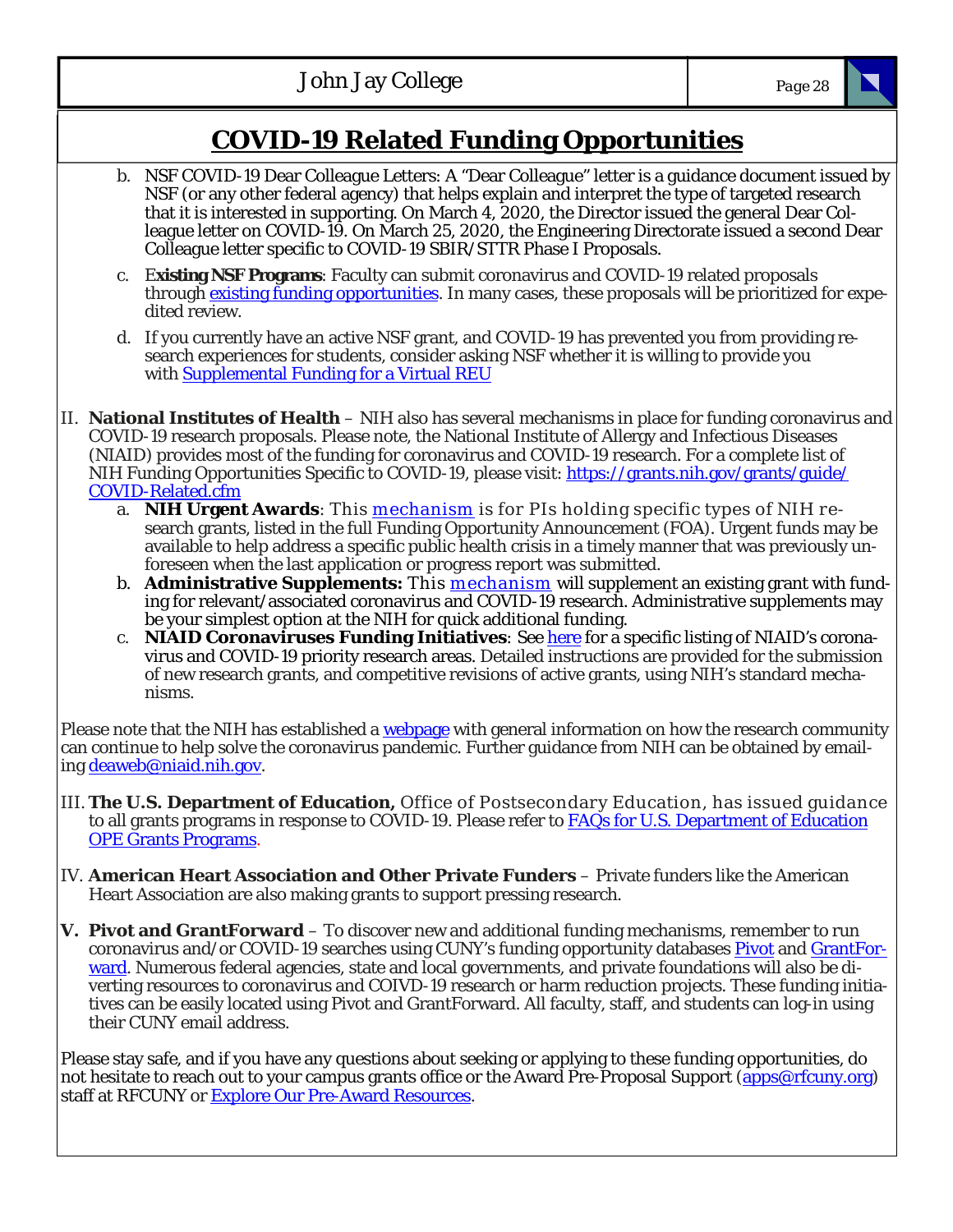## COVID-19 Related Funding Opportunities

b. NSF COVID-19 Dear Colleague Letters: A "Dear Colleague" letter is a guidance document issued by NSF (or any other federal agency) that helps explain and interpret the type of targeted research that it is interested in supporting. On March 4, 2020, the Director issued the general Dear Colleague letter on COVID-19. On March 25, 2020, the Engineering Directorate issued a second Dear Colleague letter specific to COVID-19 SBIR/STTR Phase I Proposals.

c. E**xisting NSF Programs**: Faculty can submit coronavirus and COVID-19 related proposals through existing funding opportunities. In many cases, these proposals will be prioritized for expedited review.

d. If you currently have an active NSF grant, and COVID-19 has prevented you from providing research experiences for students, consider asking NSF whether it is willing to provide you with Supplemental Funding for a Virtual REU

II. **National Institutes of Health** – NIH also has several mechanisms in place for funding coronavirus and COVID-19 research proposals. Please note, the National Institute of Allergy and Infectious Diseases (NIAID) provides most of the funding for coronavirus and COVID-19 research. For a complete list of NIH Funding Opportunities Specific to COVID-19, please visit: https://grants.nih.gov/grants/guide/COVID-Related.cfm

a. **NIH Urgent Awards**: This mechanism is for PIs holding specific types of NIH research grants, listed in the full Funding Opportunity Announcement (FOA). Urgent funds may be available to help address a specific public health crisis in a timely manner that was previously unforeseen when the last application or progress report was submitted.

b. **Administrative Supplements:** This mechanism will supplement an existing grant with funding for relevant/associated coronavirus and COVID-19 research. Administrative supplements may be your simplest option at the NIH for quick additional funding.

c. **NIAID Coronaviruses Funding Initiatives**: See here for a specific listing of NIAID's coronavirus and COVID-19 priority research areas. Detailed instructions are provided for the submission of new research grants, and competitive revisions of active grants, using NIH's standard mechanisms.

Please note that the NIH has established a webpage with general information on how the research community can continue to help solve the coronavirus pandemic. Further guidance from NIH can be obtained by emailing deaweb@niaid.nih.gov.

III. **The U.S. Department of Education,** Office of Postsecondary Education, has issued guidance to all grants programs in response to COVID-19. Please refer to FAQs for U.S. Department of Education OPE Grants Programs.

IV. **American Heart Association and Other Private Funders** – Private funders like the American Heart Association are also making grants to support pressing research.

**V. Pivot and GrantForward** – To discover new and additional funding mechanisms, remember to run coronavirus and/or COVID-19 searches using CUNY's funding opportunity databases Pivot and GrantForward. Numerous federal agencies, state and local governments, and private foundations will also be diverting resources to coronavirus and COIVD-19 research or harm reduction projects. These funding initiatives can be easily located using Pivot and GrantForward. All faculty, staff, and students can log-in using their CUNY email address.

Please stay safe, and if you have any questions about seeking or applying to these funding opportunities, do not hesitate to reach out to your campus grants office or the Award Pre-Proposal Support (apps@rfcuny.org) staff at RFCUNY or Explore Our Pre-Award Resources.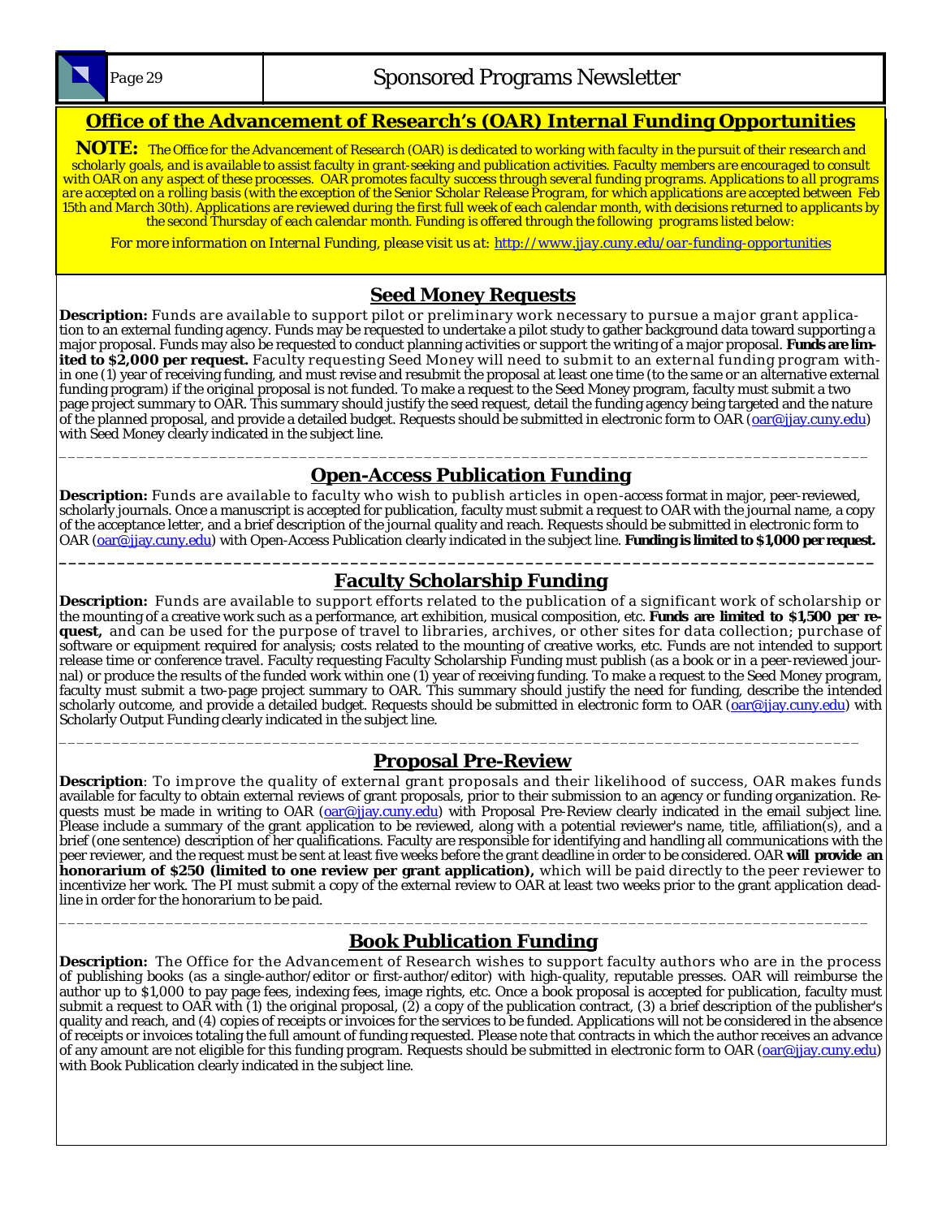## Office of the Advancement of Research's (OAR) Internal Funding Opportunities

***NOTE:*** *The Office for the Advancement of Research (OAR) is dedicated to working with faculty in the pursuit of their research and scholarly goals, and is available to assist faculty in grant-seeking and publication activities. Faculty members are encouraged to consult with OAR on any aspect of these processes. OAR promotes faculty success through several funding programs. Applications to all programs are accepted on a rolling basis (with the exception of the Senior Scholar Release Program, for which applications are accepted between Feb 15th and March 30th). Applications are reviewed during the first full week of each calendar month, with decisions returned to applicants by the second Thursday of each calendar month. Funding is offered through the following programs listed below:*

*For more information on Internal Funding, please visit us at: [http://www.jjay.cuny.edu/oar-funding-opportunities](http://www.jjay.cuny.edu/oar-funding-opportunities)*

### Seed Money Requests

**Description:** Funds are available to support pilot or preliminary work necessary to pursue a major grant application to an external funding agency. Funds may be requested to undertake a pilot study to gather background data toward supporting a major proposal. Funds may also be requested to conduct planning activities or support the writing of a major proposal. **Funds are limited to $2,000 per request.** Faculty requesting Seed Money will need to submit to an external funding program within one (1) year of receiving funding, and must revise and resubmit the proposal at least one time (to the same or an alternative external funding program) if the original proposal is not funded. To make a request to the Seed Money program, faculty must submit a two page project summary to OAR. This summary should justify the seed request, detail the funding agency being targeted and the nature of the planned proposal, and provide a detailed budget. Requests should be submitted in electronic form to OAR (oar@jjay.cuny.edu) with Seed Money clearly indicated in the subject line.

---

### Open-Access Publication Funding

**Description:** Funds are available to faculty who wish to publish articles in open-access format in major, peer-reviewed, scholarly journals. Once a manuscript is accepted for publication, faculty must submit a request to OAR with the journal name, a copy of the acceptance letter, and a brief description of the journal quality and reach. Requests should be submitted in electronic form to OAR (oar@jjay.cuny.edu) with Open-Access Publication clearly indicated in the subject line. **Funding is limited to $1,000 per request.**

---

### Faculty Scholarship Funding

**Description:** Funds are available to support efforts related to the publication of a significant work of scholarship or the mounting of a creative work such as a performance, art exhibition, musical composition, etc. **Funds are limited to $1,500 per request,** and can be used for the purpose of travel to libraries, archives, or other sites for data collection; purchase of software or equipment required for analysis; costs related to the mounting of creative works, etc. Funds are not intended to support release time or conference travel. Faculty requesting Faculty Scholarship Funding must publish (as a book or in a peer-reviewed journal) or produce the results of the funded work within one (1) year of receiving funding. To make a request to the Seed Money program, faculty must submit a two-page project summary to OAR. This summary should justify the need for funding, describe the intended scholarly outcome, and provide a detailed budget. Requests should be submitted in electronic form to OAR (oar@jjay.cuny.edu) with Scholarly Output Funding clearly indicated in the subject line.

---

### Proposal Pre-Review

**Description**: To improve the quality of external grant proposals and their likelihood of success, OAR makes funds available for faculty to obtain external reviews of grant proposals, prior to their submission to an agency or funding organization. Requests must be made in writing to OAR (oar@jjay.cuny.edu) with Proposal Pre-Review clearly indicated in the email subject line. Please include a summary of the grant application to be reviewed, along with a potential reviewer's name, title, affiliation(s), and a brief (one sentence) description of her qualifications. Faculty are responsible for identifying and handling all communications with the peer reviewer, and the request must be sent at least five weeks before the grant deadline in order to be considered. OAR **will provide an honorarium of $250 (limited to one review per grant application),** which will be paid directly to the peer reviewer to incentivize her work. The PI must submit a copy of the external review to OAR at least two weeks prior to the grant application deadline in order for the honorarium to be paid.

---

### Book Publication Funding

**Description:** The Office for the Advancement of Research wishes to support faculty authors who are in the process of publishing books (as a single-author/editor or first-author/editor) with high-quality, reputable presses. OAR will reimburse the author up to $1,000 to pay page fees, indexing fees, image rights, etc. Once a book proposal is accepted for publication, faculty must submit a request to OAR with (1) the original proposal, (2) a copy of the publication contract, (3) a brief description of the publisher's quality and reach, and (4) copies of receipts or invoices for the services to be funded. Applications will not be considered in the absence of receipts or invoices totaling the full amount of funding requested. Please note that contracts in which the author receives an advance of any amount are not eligible for this funding program. Requests should be submitted in electronic form to OAR (oar@jjay.cuny.edu) with Book Publication clearly indicated in the subject line.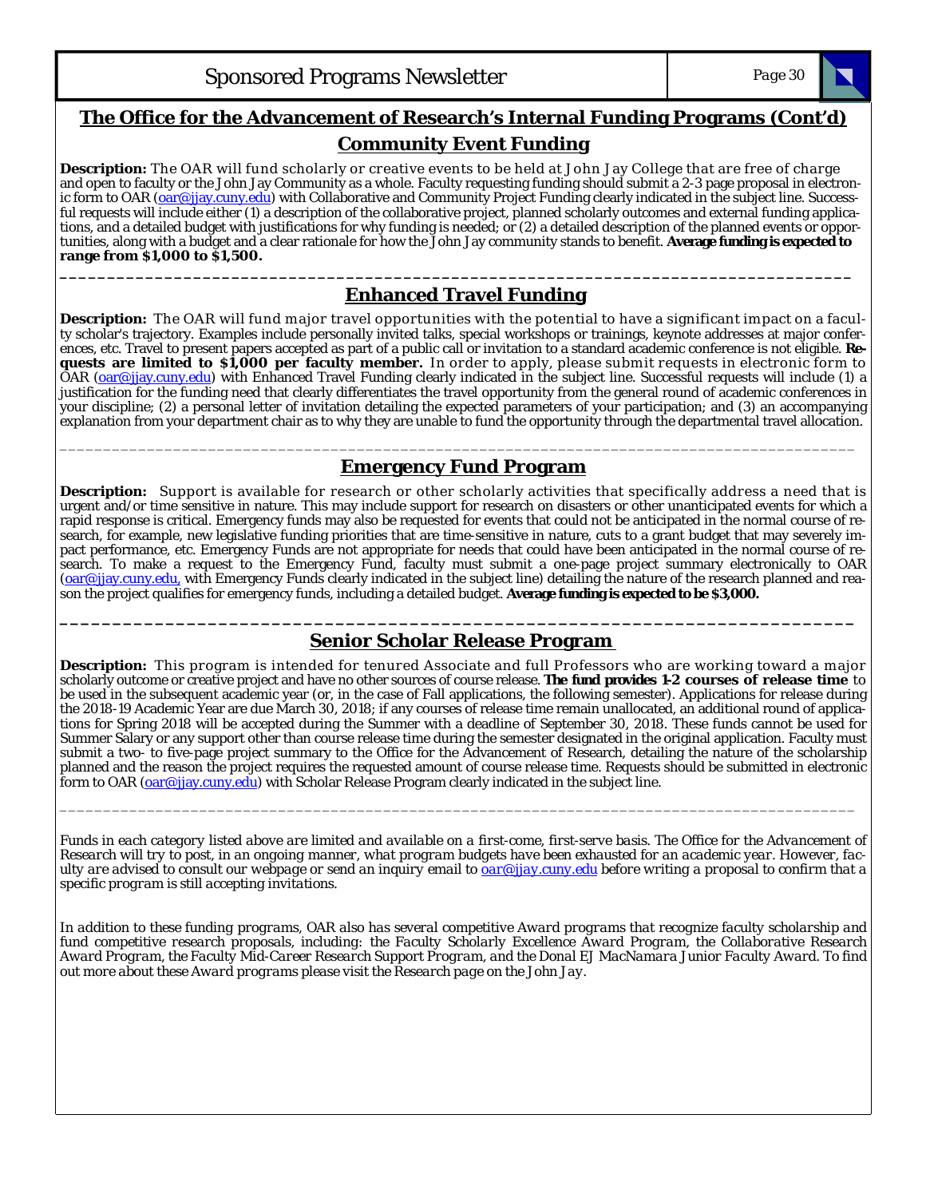## The Office for the Advancement of Research's Internal Funding Programs (Cont'd)

### Community Event Funding

**Description:** The OAR will fund scholarly or creative events to be held at John Jay College that are free of charge and open to faculty or the John Jay Community as a whole. Faculty requesting funding should submit a 2-3 page proposal in electronic form to OAR (oar@jjay.cuny.edu) with Collaborative and Community Project Funding clearly indicated in the subject line. Successful requests will include either (1) a description of the collaborative project, planned scholarly outcomes and external funding applications, and a detailed budget with justifications for why funding is needed; or (2) a detailed description of the planned events or opportunities, along with a budget and a clear rationale for how the John Jay community stands to benefit. **Average funding is expected to range from $1,000 to $1,500.**

---

### Enhanced Travel Funding

**Description:** The OAR will fund major travel opportunities with the potential to have a significant impact on a faculty scholar's trajectory. Examples include personally invited talks, special workshops or trainings, keynote addresses at major conferences, etc. Travel to present papers accepted as part of a public call or invitation to a standard academic conference is not eligible. **Requests are limited to $1,000 per faculty member.** In order to apply, please submit requests in electronic form to OAR (oar@jjay.cuny.edu) with Enhanced Travel Funding clearly indicated in the subject line. Successful requests will include (1) a justification for the funding need that clearly differentiates the travel opportunity from the general round of academic conferences in your discipline; (2) a personal letter of invitation detailing the expected parameters of your participation; and (3) an accompanying explanation from your department chair as to why they are unable to fund the opportunity through the departmental travel allocation.

---

### Emergency Fund Program

**Description:** Support is available for research or other scholarly activities that specifically address a need that is urgent and/or time sensitive in nature. This may include support for research on disasters or other unanticipated events for which a rapid response is critical. Emergency funds may also be requested for events that could not be anticipated in the normal course of research, for example, new legislative funding priorities that are time-sensitive in nature, cuts to a grant budget that may severely impact performance, etc. Emergency Funds are not appropriate for needs that could have been anticipated in the normal course of research. To make a request to the Emergency Fund, faculty must submit a one-page project summary electronically to OAR (oar@jjay.cuny.edu, with Emergency Funds clearly indicated in the subject line) detailing the nature of the research planned and reason the project qualifies for emergency funds, including a detailed budget. **Average funding is expected to be $3,000.**

---

### Senior Scholar Release Program

**Description:** This program is intended for tenured Associate and full Professors who are working toward a major scholarly outcome or creative project and have no other sources of course release. **The fund provides 1-2 courses of release time** to be used in the subsequent academic year (or, in the case of Fall applications, the following semester). Applications for release during the 2018-19 Academic Year are due March 30, 2018; if any courses of release time remain unallocated, an additional round of applications for Spring 2018 will be accepted during the Summer with a deadline of September 30, 2018. These funds cannot be used for Summer Salary or any support other than course release time during the semester designated in the original application. Faculty must submit a two- to five-page project summary to the Office for the Advancement of Research, detailing the nature of the scholarship planned and the reason the project requires the requested amount of course release time. Requests should be submitted in electronic form to OAR (oar@jjay.cuny.edu) with Scholar Release Program clearly indicated in the subject line.

---

*Funds in each category listed above are limited and available on a first-come, first-serve basis. The Office for the Advancement of Research will try to post, in an ongoing manner, what program budgets have been exhausted for an academic year. However, faculty are advised to consult our webpage or send an inquiry email to oar@jjay.cuny.edu before writing a proposal to confirm that a specific program is still accepting invitations.*

*In addition to these funding programs, OAR also has several competitive Award programs that recognize faculty scholarship and fund competitive research proposals, including: the Faculty Scholarly Excellence Award Program, the Collaborative Research Award Program, the Faculty Mid-Career Research Support Program, and the Donal EJ MacNamara Junior Faculty Award. To find out more about these Award programs please visit the Research page on the John Jay.*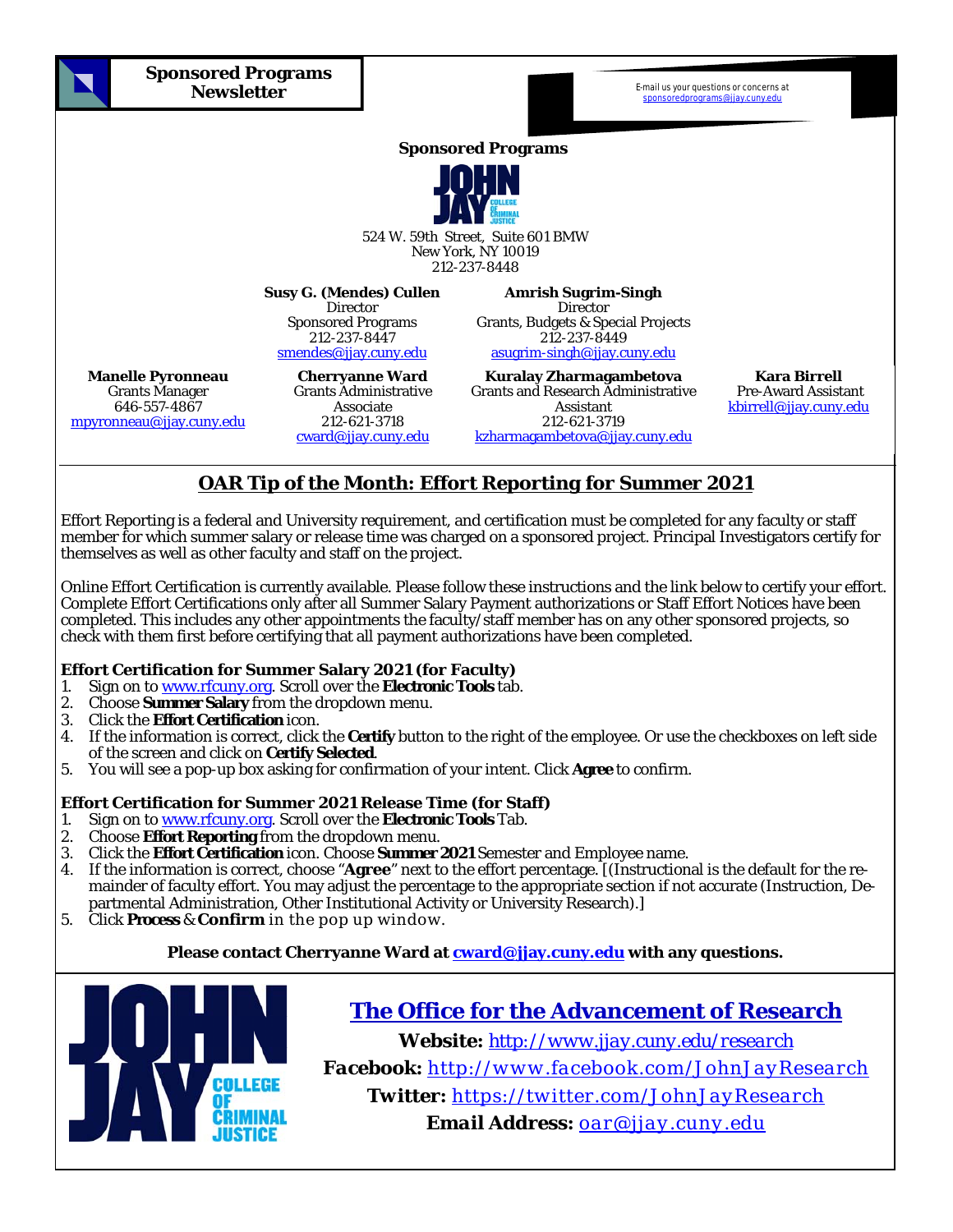**Sponsored Programs Newsletter**

E-mail us your questions or concerns at sponsoredprograms@jjay.cuny.edu

**Sponsored Programs**

524 W. 59th Street, Suite 601 BMW
New York, NY 10019
212-237-8448

**Susy G. (Mendes) Cullen**
Director
Sponsored Programs
212-237-8447
smendes@jjay.cuny.edu

**Amrish Sugrim-Singh**
Director
Grants, Budgets & Special Projects
212-237-8449
asugrim-singh@jjay.cuny.edu

**Manelle Pyronneau**
Grants Manager
646-557-4867
mpyronneau@jjay.cuny.edu

**Cherryanne Ward**
Grants Administrative Associate
212-621-3718
cward@jjay.cuny.edu

**Kuralay Zharmagambetova**
Grants and Research Administrative Assistant
212-621-3719
kzharmagambetova@jjay.cuny.edu

**Kara Birrell**
Pre-Award Assistant
kbirrell@jjay.cuny.edu

## OAR Tip of the Month: Effort Reporting for Summer 2021

Effort Reporting is a federal and University requirement, and certification must be completed for any faculty or staff member for which summer salary or release time was charged on a sponsored project. Principal Investigators certify for themselves as well as other faculty and staff on the project.

Online Effort Certification is currently available. Please follow these instructions and the link below to certify your effort. Complete Effort Certifications only after all Summer Salary Payment authorizations or Staff Effort Notices have been completed. This includes any other appointments the faculty/staff member has on any other sponsored projects, so check with them first before certifying that all payment authorizations have been completed.

**Effort Certification for Summer Salary 2021 (for Faculty)**

1. Sign on to www.rfcuny.org. Scroll over the **Electronic Tools** tab.
2. Choose **Summer Salary** from the dropdown menu.
3. Click the **Effort Certification** icon.
4. If the information is correct, click the **Certify** button to the right of the employee. Or use the checkboxes on left side of the screen and click on **Certify Selected**.
5. You will see a pop-up box asking for confirmation of your intent. Click **Agree** to confirm.

**Effort Certification for Summer 2021 Release Time (for Staff)**

1. Sign on to www.rfcuny.org. Scroll over the **Electronic Tools** Tab.
2. Choose **Effort Reporting** from the dropdown menu.
3. Click the **Effort Certification** icon. Choose **Summer 2021** Semester and Employee name.
4. If the information is correct, choose "**Agree**" next to the effort percentage. [(Instructional is the default for the remainder of faculty effort. You may adjust the percentage to the appropriate section if not accurate (Instruction, Departmental Administration, Other Institutional Activity or University Research).]
5. Click **Process** & **Confirm** in the pop up window.

**Please contact Cherryanne Ward at cward@jjay.cuny.edu with any questions.**

## The Office for the Advancement of Research

**Website:** http://www.jjay.cuny.edu/research

***Facebook:*** *http://www.facebook.com/JohnJayResearch*

***Twitter:*** *https://twitter.com/JohnJayResearch*

***Email Address:*** *oar@jjay.cuny.edu*